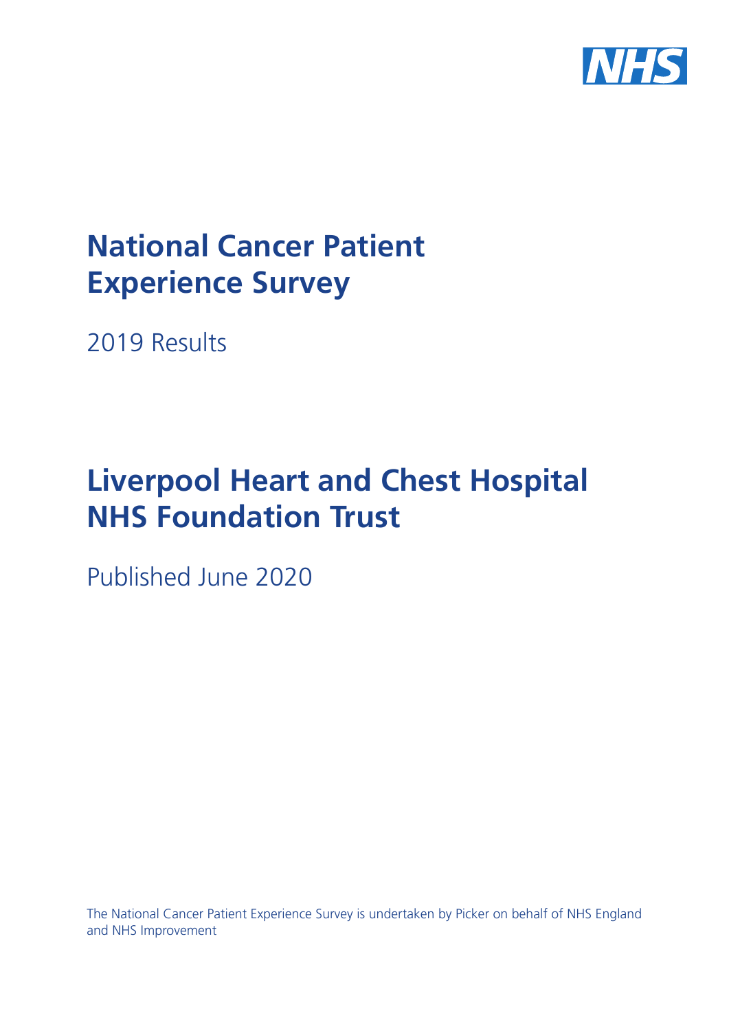NHS

# National Cancer Patient Experience Survey

2019 Results

# Liverpool Heart and Chest Hospital NHS Foundation Trust

Published June 2020

The National Cancer Patient Experience Survey is undertaken by Picker on behalf of NHS England and NHS Improvement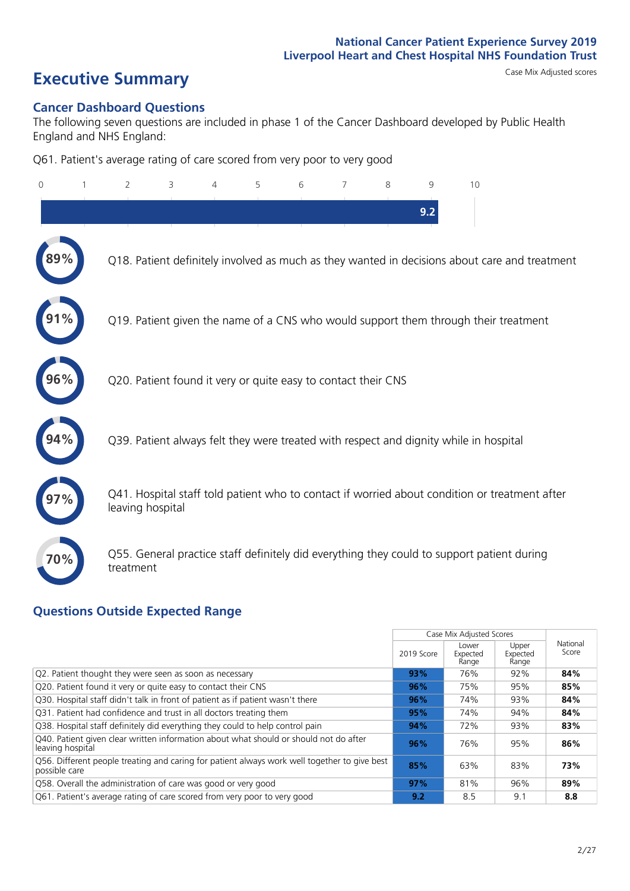# Executive Summary

Case Mix Adjusted scores

## Cancer Dashboard Questions

The following seven questions are included in phase 1 of the Cancer Dashboard developed by Public Health England and NHS England:

Q61. Patient's average rating of care scored from very poor to very good

0 1 2 3 4 5 6 7 8 9 10

9.2

89% Q18. Patient definitely involved as much as they wanted in decisions about care and treatment

91% Q19. Patient given the name of a CNS who would support them through their treatment

96% Q20. Patient found it very or quite easy to contact their CNS

94% Q39. Patient always felt they were treated with respect and dignity while in hospital

97% Q41. Hospital staff told patient who to contact if worried about condition or treatment after leaving hospital

70% Q55. General practice staff definitely did everything they could to support patient during treatment

## Questions Outside Expected Range

| | Case Mix Adjusted Scores | | | National Score |
|---|---|---|---|---|
| | 2019 Score | Lower Expected Range | Upper Expected Range | |
| Q2. Patient thought they were seen as soon as necessary | 93% | 76% | 92% | 84% |
| Q20. Patient found it very or quite easy to contact their CNS | 96% | 75% | 95% | 85% |
| Q30. Hospital staff didn't talk in front of patient as if patient wasn't there | 96% | 74% | 93% | 84% |
| Q31. Patient had confidence and trust in all doctors treating them | 95% | 74% | 94% | 84% |
| Q38. Hospital staff definitely did everything they could to help control pain | 94% | 72% | 93% | 83% |
| Q40. Patient given clear written information about what should or should not do after leaving hospital | 96% | 76% | 95% | 86% |
| Q56. Different people treating and caring for patient always work well together to give best possible care | 85% | 63% | 83% | 73% |
| Q58. Overall the administration of care was good or very good | 97% | 81% | 96% | 89% |
| Q61. Patient's average rating of care scored from very poor to very good | 9.2 | 8.5 | 9.1 | 8.8 |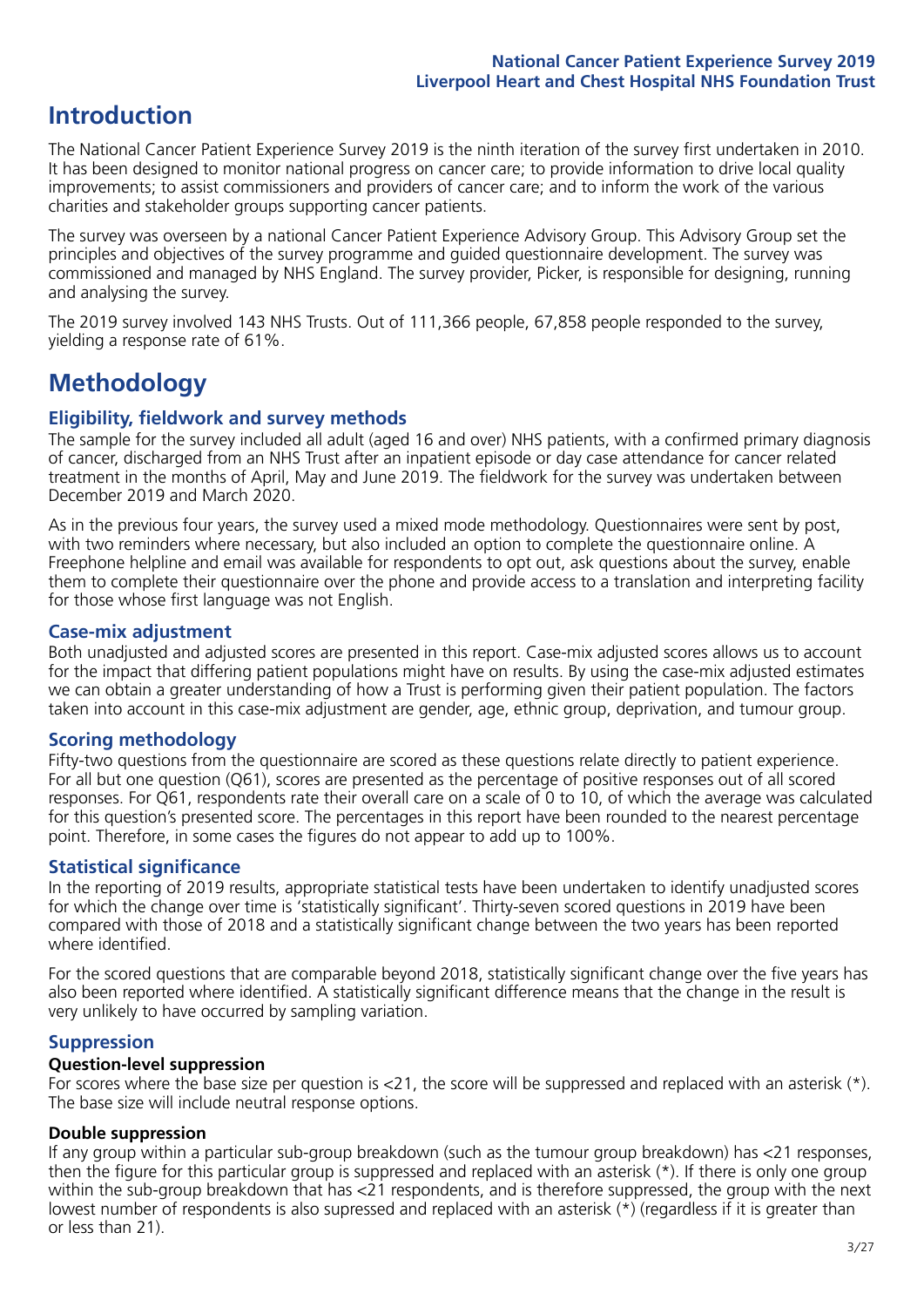# Introduction

The National Cancer Patient Experience Survey 2019 is the ninth iteration of the survey first undertaken in 2010. It has been designed to monitor national progress on cancer care; to provide information to drive local quality improvements; to assist commissioners and providers of cancer care; and to inform the work of the various charities and stakeholder groups supporting cancer patients.

The survey was overseen by a national Cancer Patient Experience Advisory Group. This Advisory Group set the principles and objectives of the survey programme and guided questionnaire development. The survey was commissioned and managed by NHS England. The survey provider, Picker, is responsible for designing, running and analysing the survey.

The 2019 survey involved 143 NHS Trusts. Out of 111,366 people, 67,858 people responded to the survey, yielding a response rate of 61%.

# Methodology

## Eligibility, fieldwork and survey methods

The sample for the survey included all adult (aged 16 and over) NHS patients, with a confirmed primary diagnosis of cancer, discharged from an NHS Trust after an inpatient episode or day case attendance for cancer related treatment in the months of April, May and June 2019. The fieldwork for the survey was undertaken between December 2019 and March 2020.

As in the previous four years, the survey used a mixed mode methodology. Questionnaires were sent by post, with two reminders where necessary, but also included an option to complete the questionnaire online. A Freephone helpline and email was available for respondents to opt out, ask questions about the survey, enable them to complete their questionnaire over the phone and provide access to a translation and interpreting facility for those whose first language was not English.

## Case-mix adjustment

Both unadjusted and adjusted scores are presented in this report. Case-mix adjusted scores allows us to account for the impact that differing patient populations might have on results. By using the case-mix adjusted estimates we can obtain a greater understanding of how a Trust is performing given their patient population. The factors taken into account in this case-mix adjustment are gender, age, ethnic group, deprivation, and tumour group.

## Scoring methodology

Fifty-two questions from the questionnaire are scored as these questions relate directly to patient experience. For all but one question (Q61), scores are presented as the percentage of positive responses out of all scored responses. For Q61, respondents rate their overall care on a scale of 0 to 10, of which the average was calculated for this question's presented score. The percentages in this report have been rounded to the nearest percentage point. Therefore, in some cases the figures do not appear to add up to 100%.

## Statistical significance

In the reporting of 2019 results, appropriate statistical tests have been undertaken to identify unadjusted scores for which the change over time is 'statistically significant'. Thirty-seven scored questions in 2019 have been compared with those of 2018 and a statistically significant change between the two years has been reported where identified.

For the scored questions that are comparable beyond 2018, statistically significant change over the five years has also been reported where identified. A statistically significant difference means that the change in the result is very unlikely to have occurred by sampling variation.

## Suppression

### Question-level suppression

For scores where the base size per question is <21, the score will be suppressed and replaced with an asterisk (*). The base size will include neutral response options.

### Double suppression

If any group within a particular sub-group breakdown (such as the tumour group breakdown) has <21 responses, then the figure for this particular group is suppressed and replaced with an asterisk (*). If there is only one group within the sub-group breakdown that has <21 respondents, and is therefore suppressed, the group with the next lowest number of respondents is also supressed and replaced with an asterisk (*) (regardless if it is greater than or less than 21).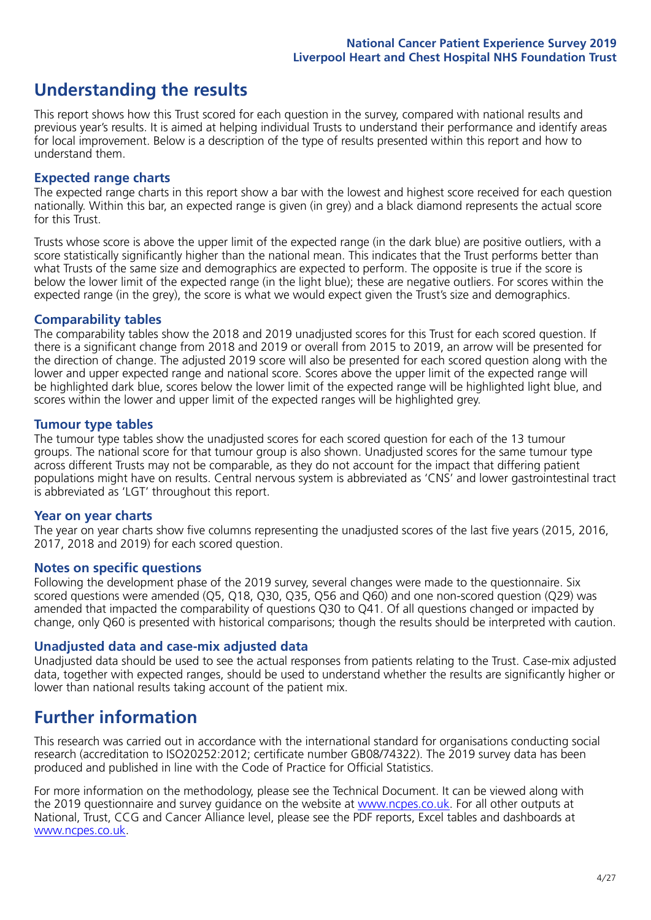## Understanding the results

This report shows how this Trust scored for each question in the survey, compared with national results and previous year's results. It is aimed at helping individual Trusts to understand their performance and identify areas for local improvement. Below is a description of the type of results presented within this report and how to understand them.

### Expected range charts

The expected range charts in this report show a bar with the lowest and highest score received for each question nationally. Within this bar, an expected range is given (in grey) and a black diamond represents the actual score for this Trust.

Trusts whose score is above the upper limit of the expected range (in the dark blue) are positive outliers, with a score statistically significantly higher than the national mean. This indicates that the Trust performs better than what Trusts of the same size and demographics are expected to perform. The opposite is true if the score is below the lower limit of the expected range (in the light blue); these are negative outliers. For scores within the expected range (in the grey), the score is what we would expect given the Trust's size and demographics.

### Comparability tables

The comparability tables show the 2018 and 2019 unadjusted scores for this Trust for each scored question. If there is a significant change from 2018 and 2019 or overall from 2015 to 2019, an arrow will be presented for the direction of change. The adjusted 2019 score will also be presented for each scored question along with the lower and upper expected range and national score. Scores above the upper limit of the expected range will be highlighted dark blue, scores below the lower limit of the expected range will be highlighted light blue, and scores within the lower and upper limit of the expected ranges will be highlighted grey.

### Tumour type tables

The tumour type tables show the unadjusted scores for each scored question for each of the 13 tumour groups. The national score for that tumour group is also shown. Unadjusted scores for the same tumour type across different Trusts may not be comparable, as they do not account for the impact that differing patient populations might have on results. Central nervous system is abbreviated as 'CNS' and lower gastrointestinal tract is abbreviated as 'LGT' throughout this report.

### Year on year charts

The year on year charts show five columns representing the unadjusted scores of the last five years (2015, 2016, 2017, 2018 and 2019) for each scored question.

### Notes on specific questions

Following the development phase of the 2019 survey, several changes were made to the questionnaire. Six scored questions were amended (Q5, Q18, Q30, Q35, Q56 and Q60) and one non-scored question (Q29) was amended that impacted the comparability of questions Q30 to Q41. Of all questions changed or impacted by change, only Q60 is presented with historical comparisons; though the results should be interpreted with caution.

### Unadjusted data and case-mix adjusted data

Unadjusted data should be used to see the actual responses from patients relating to the Trust. Case-mix adjusted data, together with expected ranges, should be used to understand whether the results are significantly higher or lower than national results taking account of the patient mix.

## Further information

This research was carried out in accordance with the international standard for organisations conducting social research (accreditation to ISO20252:2012; certificate number GB08/74322). The 2019 survey data has been produced and published in line with the Code of Practice for Official Statistics.

For more information on the methodology, please see the Technical Document. It can be viewed along with the 2019 questionnaire and survey guidance on the website at www.ncpes.co.uk. For all other outputs at National, Trust, CCG and Cancer Alliance level, please see the PDF reports, Excel tables and dashboards at www.ncpes.co.uk.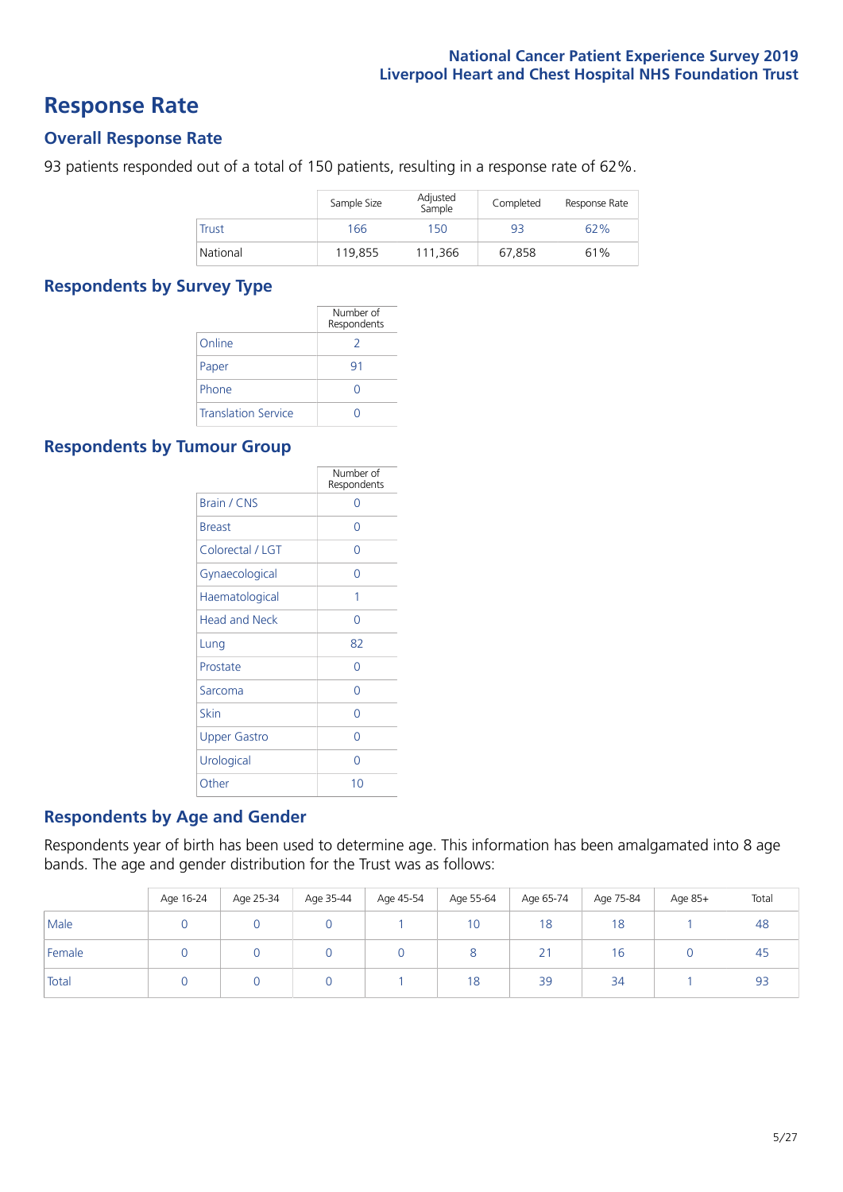# Response Rate

## Overall Response Rate

93 patients responded out of a total of 150 patients, resulting in a response rate of 62%.

| | Sample Size | Adjusted Sample | Completed | Response Rate |
|---|---|---|---|---|
| Trust | 166 | 150 | 93 | 62% |
| National | 119,855 | 111,366 | 67,858 | 61% |

## Respondents by Survey Type

| | Number of Respondents |
|---|---|
| Online | 2 |
| Paper | 91 |
| Phone | 0 |
| Translation Service | 0 |

## Respondents by Tumour Group

| | Number of Respondents |
|---|---|
| Brain / CNS | 0 |
| Breast | 0 |
| Colorectal / LGT | 0 |
| Gynaecological | 0 |
| Haematological | 1 |
| Head and Neck | 0 |
| Lung | 82 |
| Prostate | 0 |
| Sarcoma | 0 |
| Skin | 0 |
| Upper Gastro | 0 |
| Urological | 0 |
| Other | 10 |

## Respondents by Age and Gender

Respondents year of birth has been used to determine age. This information has been amalgamated into 8 age bands. The age and gender distribution for the Trust was as follows:

| | Age 16-24 | Age 25-34 | Age 35-44 | Age 45-54 | Age 55-64 | Age 65-74 | Age 75-84 | Age 85+ | Total |
|---|---|---|---|---|---|---|---|---|---|
| Male | 0 | 0 | 0 | 1 | 10 | 18 | 18 | 1 | 48 |
| Female | 0 | 0 | 0 | 0 | 8 | 21 | 16 | 0 | 45 |
| Total | 0 | 0 | 0 | 1 | 18 | 39 | 34 | 1 | 93 |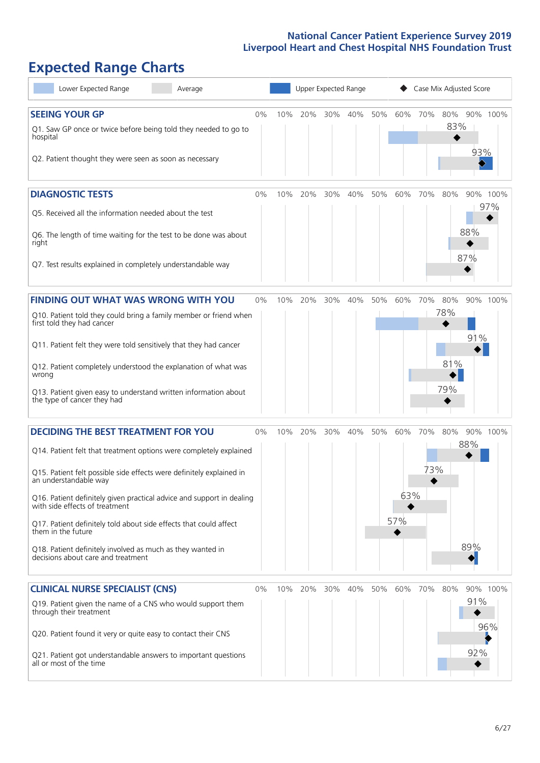# Expected Range Charts

Lower Expected Range | Average | Upper Expected Range | Case Mix Adjusted Score

## SEEING YOUR GP

| Question | Case Mix Adjusted Score |
|---|---|
| Q1. Saw GP once or twice before being told they needed to go to hospital | 83% |
| Q2. Patient thought they were seen as soon as necessary | 93% |

## DIAGNOSTIC TESTS

| Question | Case Mix Adjusted Score |
|---|---|
| Q5. Received all the information needed about the test | 97% |
| Q6. The length of time waiting for the test to be done was about right | 88% |
| Q7. Test results explained in completely understandable way | 87% |

## FINDING OUT WHAT WAS WRONG WITH YOU

| Question | Case Mix Adjusted Score |
|---|---|
| Q10. Patient told they could bring a family member or friend when first told they had cancer | 78% |
| Q11. Patient felt they were told sensitively that they had cancer | 91% |
| Q12. Patient completely understood the explanation of what was wrong | 81% |
| Q13. Patient given easy to understand written information about the type of cancer they had | 79% |

## DECIDING THE BEST TREATMENT FOR YOU

| Question | Case Mix Adjusted Score |
|---|---|
| Q14. Patient felt that treatment options were completely explained | 88% |
| Q15. Patient felt possible side effects were definitely explained in an understandable way | 73% |
| Q16. Patient definitely given practical advice and support in dealing with side effects of treatment | 63% |
| Q17. Patient definitely told about side effects that could affect them in the future | 57% |
| Q18. Patient definitely involved as much as they wanted in decisions about care and treatment | 89% |

## CLINICAL NURSE SPECIALIST (CNS)

| Question | Case Mix Adjusted Score |
|---|---|
| Q19. Patient given the name of a CNS who would support them through their treatment | 91% |
| Q20. Patient found it very or quite easy to contact their CNS | 96% |
| Q21. Patient got understandable answers to important questions all or most of the time | 92% |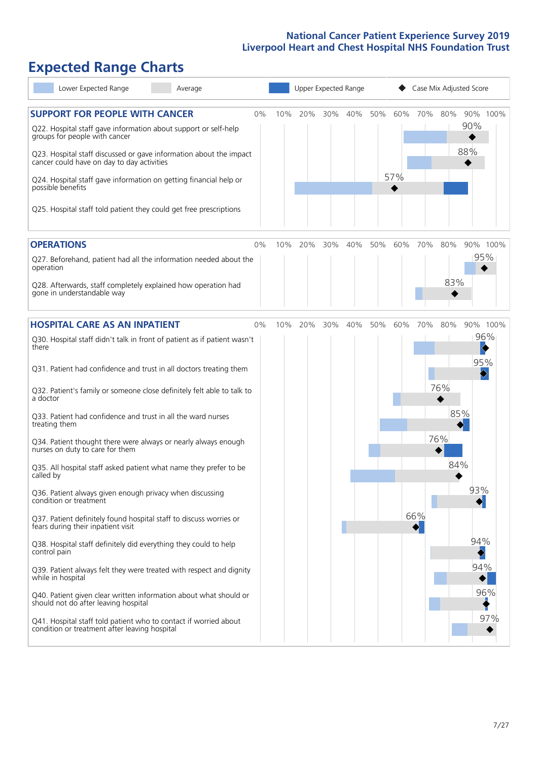# Expected Range Charts

Lower Expected Range | Average | Upper Expected Range | Case Mix Adjusted Score

## SUPPORT FOR PEOPLE WITH CANCER

| Question | Case Mix Adjusted Score |
|---|---|
| Q22. Hospital staff gave information about support or self-help groups for people with cancer | 90% |
| Q23. Hospital staff discussed or gave information about the impact cancer could have on day to day activities | 88% |
| Q24. Hospital staff gave information on getting financial help or possible benefits | 57% |
| Q25. Hospital staff told patient they could get free prescriptions | |

## OPERATIONS

| Question | Case Mix Adjusted Score |
|---|---|
| Q27. Beforehand, patient had all the information needed about the operation | 95% |
| Q28. Afterwards, staff completely explained how operation had gone in understandable way | 83% |

## HOSPITAL CARE AS AN INPATIENT

| Question | Case Mix Adjusted Score |
|---|---|
| Q30. Hospital staff didn't talk in front of patient as if patient wasn't there | 96% |
| Q31. Patient had confidence and trust in all doctors treating them | 95% |
| Q32. Patient's family or someone close definitely felt able to talk to a doctor | 76% |
| Q33. Patient had confidence and trust in all the ward nurses treating them | 85% |
| Q34. Patient thought there were always or nearly always enough nurses on duty to care for them | 76% |
| Q35. All hospital staff asked patient what name they prefer to be called by | 84% |
| Q36. Patient always given enough privacy when discussing condition or treatment | 93% |
| Q37. Patient definitely found hospital staff to discuss worries or fears during their inpatient visit | 66% |
| Q38. Hospital staff definitely did everything they could to help control pain | 94% |
| Q39. Patient always felt they were treated with respect and dignity while in hospital | 94% |
| Q40. Patient given clear written information about what should or should not do after leaving hospital | 96% |
| Q41. Hospital staff told patient who to contact if worried about condition or treatment after leaving hospital | 97% |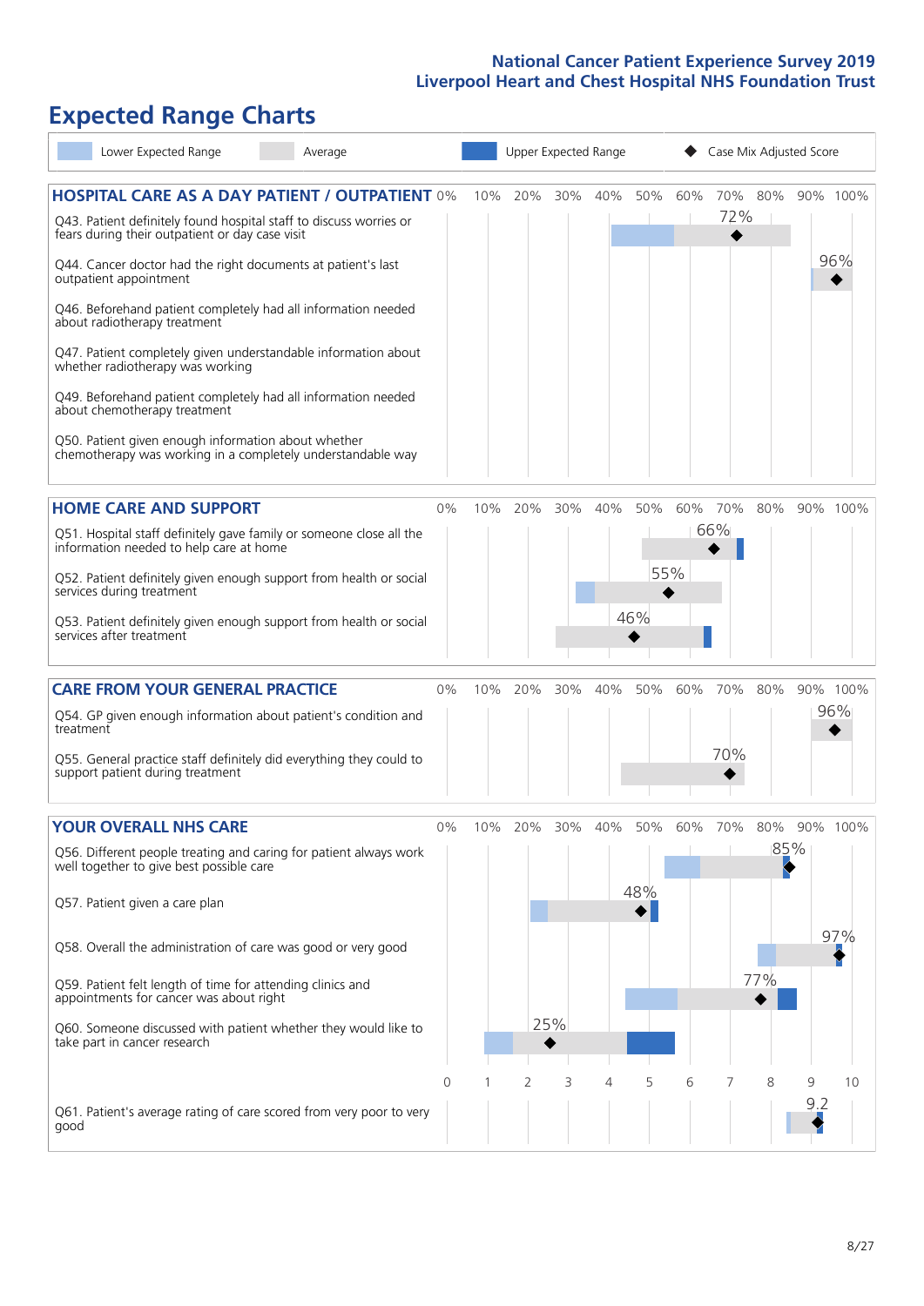# Expected Range Charts

Lower Expected Range | Average | Upper Expected Range | Case Mix Adjusted Score

## HOSPITAL CARE AS A DAY PATIENT / OUTPATIENT

| Question | Score |
|---|---|
| Q43. Patient definitely found hospital staff to discuss worries or fears during their outpatient or day case visit | 72% |
| Q44. Cancer doctor had the right documents at patient's last outpatient appointment | 96% |
| Q46. Beforehand patient completely had all information needed about radiotherapy treatment | |
| Q47. Patient completely given understandable information about whether radiotherapy treatment was working | |
| Q49. Beforehand patient completely had all information needed about chemotherapy treatment | |
| Q50. Patient given enough information about whether chemotherapy was working in a completely understandable way | |

## HOME CARE AND SUPPORT

| Question | Score |
|---|---|
| Q51. Hospital staff definitely gave family or someone close all the information needed to help care at home | 66% |
| Q52. Patient definitely given enough support from health or social services during treatment | 55% |
| Q53. Patient definitely given enough support from health or social services after treatment | 46% |

## CARE FROM YOUR GENERAL PRACTICE

| Question | Score |
|---|---|
| Q54. GP given enough information about patient's condition and treatment | 96% |
| Q55. General practice staff definitely did everything they could to support patient during treatment | 70% |

## YOUR OVERALL NHS CARE

| Question | Score |
|---|---|
| Q56. Different people treating and caring for patient always work well together to give best possible care | 85% |
| Q57. Patient given a care plan | 48% |
| Q58. Overall the administration of care was good or very good | 97% |
| Q59. Patient felt length of time for attending clinics and appointments for cancer was about right | 77% |
| Q60. Someone discussed with patient whether they would like to take part in cancer research | 25% |
| Q61. Patient's average rating of care scored from very poor to very good | 9.2 |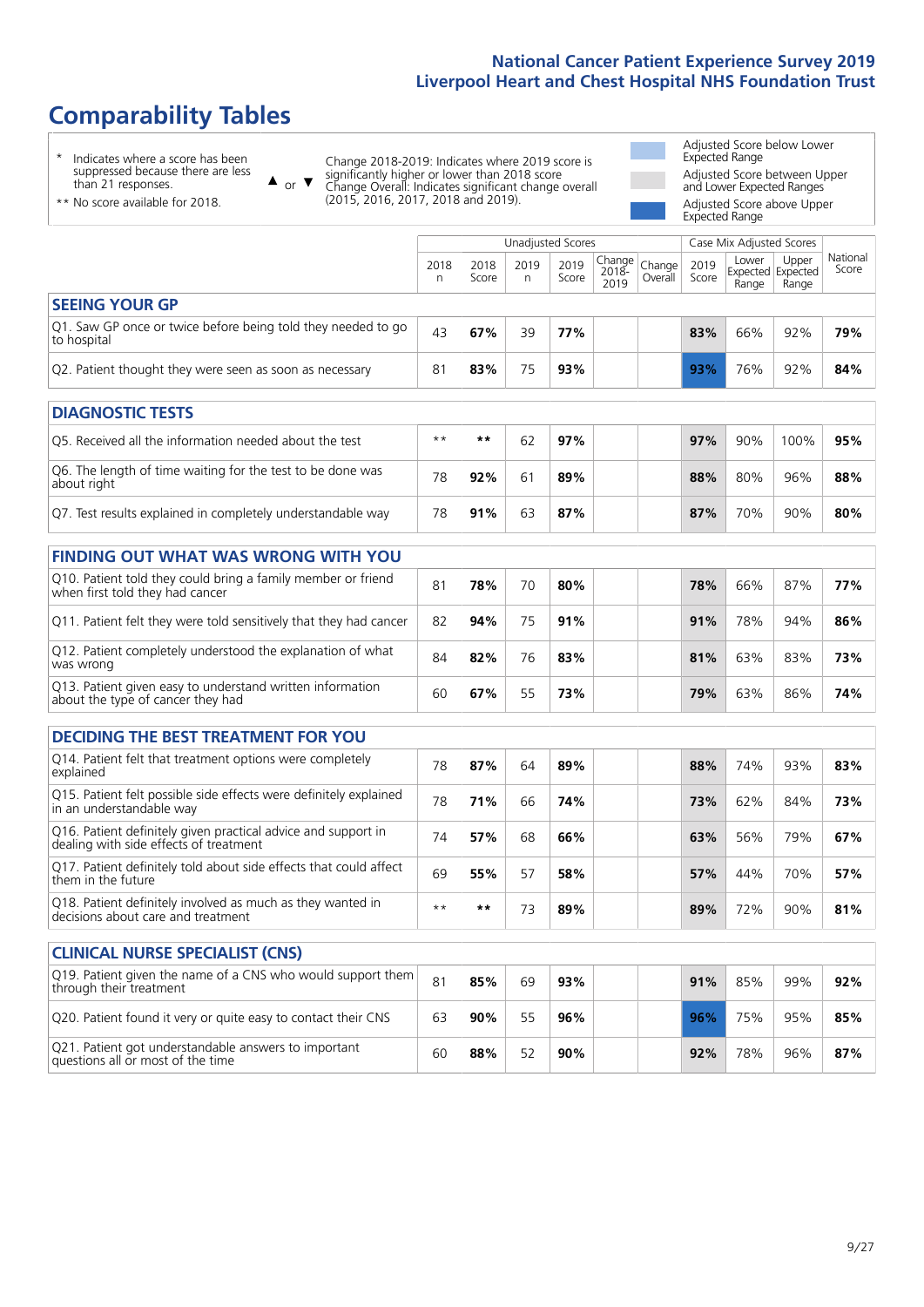# Comparability Tables

\* Indicates where a score has been suppressed because there are less than 21 responses.

** No score available for 2018.

▲ or ▼ Change 2018-2019: Indicates where 2019 score is significantly higher or lower than 2018 score. Change Overall: Indicates significant change overall (2015, 2016, 2017, 2018 and 2019).

Adjusted Score below Lower Expected Range

Adjusted Score between Upper and Lower Expected Ranges

Adjusted Score above Upper Expected Range

| | Unadjusted Scores | | | | | | Case Mix Adjusted Scores | | | |
|---|---|---|---|---|---|---|---|---|---|---|
| | 2018 n | 2018 Score | 2019 n | 2019 Score | Change 2018-2019 | Change Overall | 2019 Score | Lower Expected Range | Upper Expected Range | National Score |
| **SEEING YOUR GP** | | | | | | | | | | |
| Q1. Saw GP once or twice before being told they needed to go to hospital | 43 | **67%** | 39 | **77%** | | | **83%** | 66% | 92% | **79%** |
| Q2. Patient thought they were seen as soon as necessary | 81 | **83%** | 75 | **93%** | | | **93%** | 76% | 92% | **84%** |
| **DIAGNOSTIC TESTS** | | | | | | | | | | |
| Q5. Received all the information needed about the test | ** | ** | 62 | **97%** | | | **97%** | 90% | 100% | **95%** |
| Q6. The length of time waiting for the test to be done was about right | 78 | **92%** | 61 | **89%** | | | **88%** | 80% | 96% | **88%** |
| Q7. Test results explained in completely understandable way | 78 | **91%** | 63 | **87%** | | | **87%** | 70% | 90% | **80%** |
| **FINDING OUT WHAT WAS WRONG WITH YOU** | | | | | | | | | | |
| Q10. Patient told they could bring a family member or friend when first told they had cancer | 81 | **78%** | 70 | **80%** | | | **78%** | 66% | 87% | **77%** |
| Q11. Patient felt they were told sensitively that they had cancer | 82 | **94%** | 75 | **91%** | | | **91%** | 78% | 94% | **86%** |
| Q12. Patient completely understood the explanation of what was wrong | 84 | **82%** | 76 | **83%** | | | **81%** | 63% | 83% | **73%** |
| Q13. Patient given easy to understand written information about the type of cancer they had | 60 | **67%** | 55 | **73%** | | | **79%** | 63% | 86% | **74%** |
| **DECIDING THE BEST TREATMENT FOR YOU** | | | | | | | | | | |
| Q14. Patient felt that treatment options were completely explained | 78 | **87%** | 64 | **89%** | | | **88%** | 74% | 93% | **83%** |
| Q15. Patient felt possible side effects were definitely explained in an understandable way | 78 | **71%** | 66 | **74%** | | | **73%** | 62% | 84% | **73%** |
| Q16. Patient definitely given practical advice and support in dealing with side effects of treatment | 74 | **57%** | 68 | **66%** | | | **63%** | 56% | 79% | **67%** |
| Q17. Patient definitely told about side effects that could affect them in the future | 69 | **55%** | 57 | **58%** | | | **57%** | 44% | 70% | **57%** |
| Q18. Patient definitely involved as much as they wanted in decisions about care and treatment | ** | ** | 73 | **89%** | | | **89%** | 72% | 90% | **81%** |
| **CLINICAL NURSE SPECIALIST (CNS)** | | | | | | | | | | |
| Q19. Patient given the name of a CNS who would support them through their treatment | 81 | **85%** | 69 | **93%** | | | **91%** | 85% | 99% | **92%** |
| Q20. Patient found it very or quite easy to contact their CNS | 63 | **90%** | 55 | **96%** | | | **96%** | 75% | 95% | **85%** |
| Q21. Patient got understandable answers to important questions all or most of the time | 60 | **88%** | 52 | **90%** | | | **92%** | 78% | 96% | **87%** |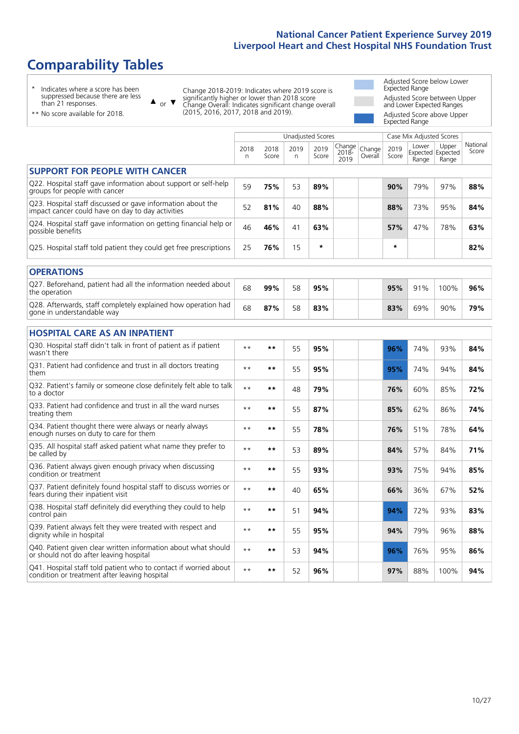# Comparability Tables

\* Indicates where a score has been suppressed because there are less than 21 responses.

** No score available for 2018.

▲ or ▼ Change 2018-2019: Indicates where 2019 score is significantly higher or lower than 2018 score. Change Overall: Indicates significant change overall (2015, 2016, 2017, 2018 and 2019).

Adjusted Score below Lower Expected Range

Adjusted Score between Upper and Lower Expected Ranges

Adjusted Score above Upper Expected Range

| | Unadjusted Scores | | | | | | Case Mix Adjusted Scores | | | |
|---|---|---|---|---|---|---|---|---|---|---|
| | 2018 n | 2018 Score | 2019 n | 2019 Score | Change 2018-2019 | Change Overall | 2019 Score | Lower Expected Range | Upper Expected Range | National Score |
| **SUPPORT FOR PEOPLE WITH CANCER** | | | | | | | | | | |
| Q22. Hospital staff gave information about support or self-help groups for people with cancer | 59 | **75%** | 53 | **89%** | | | **90%** | 79% | 97% | **88%** |
| Q23. Hospital staff discussed or gave information about the impact cancer could have on day to day activities | 52 | **81%** | 40 | **88%** | | | **88%** | 73% | 95% | **84%** |
| Q24. Hospital staff gave information on getting financial help or possible benefits | 46 | **46%** | 41 | **63%** | | | **57%** | 47% | 78% | **63%** |
| Q25. Hospital staff told patient they could get free prescriptions | 25 | **76%** | 15 | * | | | * | | | **82%** |
| **OPERATIONS** | | | | | | | | | | |
| Q27. Beforehand, patient had all the information needed about the operation | 68 | **99%** | 58 | **95%** | | | **95%** | 91% | 100% | **96%** |
| Q28. Afterwards, staff completely explained how operation had gone in understandable way | 68 | **87%** | 58 | **83%** | | | **83%** | 69% | 90% | **79%** |
| **HOSPITAL CARE AS AN INPATIENT** | | | | | | | | | | |
| Q30. Hospital staff didn't talk in front of patient as if patient wasn't there | ** | ** | 55 | **95%** | | | **96%** | 74% | 93% | **84%** |
| Q31. Patient had confidence and trust in all doctors treating them | ** | ** | 55 | **95%** | | | **95%** | 74% | 94% | **84%** |
| Q32. Patient's family or someone close definitely felt able to talk to a doctor | ** | ** | 48 | **79%** | | | **76%** | 60% | 85% | **72%** |
| Q33. Patient had confidence and trust in all the ward nurses treating them | ** | ** | 55 | **87%** | | | **85%** | 62% | 86% | **74%** |
| Q34. Patient thought there were always or nearly always enough nurses on duty to care for them | ** | ** | 55 | **78%** | | | **76%** | 51% | 78% | **64%** |
| Q35. All hospital staff asked patient what name they prefer to be called by | ** | ** | 53 | **89%** | | | **84%** | 57% | 84% | **71%** |
| Q36. Patient always given enough privacy when discussing condition or treatment | ** | ** | 55 | **93%** | | | **93%** | 75% | 94% | **85%** |
| Q37. Patient definitely found hospital staff to discuss worries or fears during their inpatient visit | ** | ** | 40 | **65%** | | | **66%** | 36% | 67% | **52%** |
| Q38. Hospital staff definitely did everything they could to help control pain | ** | ** | 51 | **94%** | | | **94%** | 72% | 93% | **83%** |
| Q39. Patient always felt they were treated with respect and dignity while in hospital | ** | ** | 55 | **95%** | | | **94%** | 79% | 96% | **88%** |
| Q40. Patient given clear written information about what should or should not do after leaving hospital | ** | ** | 53 | **94%** | | | **96%** | 76% | 95% | **86%** |
| Q41. Hospital staff told patient who to contact if worried about condition or treatment after leaving hospital | ** | ** | 52 | **96%** | | | **97%** | 88% | 100% | **94%** |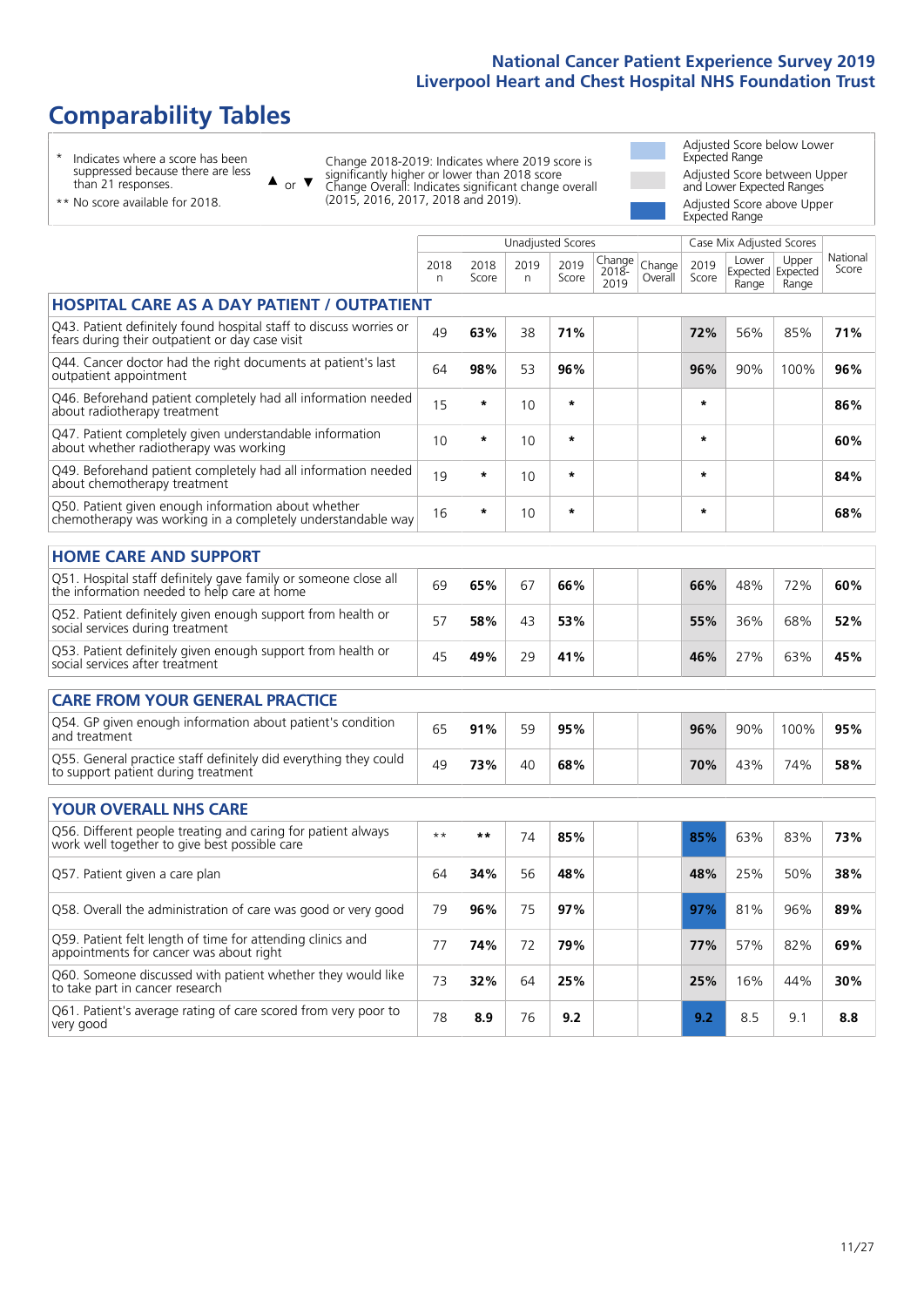# Comparability Tables

\* Indicates where a score has been suppressed because there are less than 21 responses.

** No score available for 2018.

▲ or ▼ Change 2018-2019: Indicates where 2019 score is significantly higher or lower than 2018 score
Change Overall: Indicates significant change overall (2015, 2016, 2017, 2018 and 2019).

Adjusted Score below Lower Expected Range

Adjusted Score between Upper and Lower Expected Ranges

Adjusted Score above Upper Expected Range

| | Unadjusted Scores | | | | | | Case Mix Adjusted Scores | | | National Score |
|---|---|---|---|---|---|---|---|---|---|---|
| | 2018 n | 2018 Score | 2019 n | 2019 Score | Change 2018-2019 | Change Overall | 2019 Score | Lower Expected Range | Upper Expected Range | National Score |
| **HOSPITAL CARE AS A DAY PATIENT / OUTPATIENT** | | | | | | | | | | |
| Q43. Patient definitely found hospital staff to discuss worries or fears during their outpatient or day case visit | 49 | **63%** | 38 | **71%** | | | **72%** | 56% | 85% | **71%** |
| Q44. Cancer doctor had the right documents at patient's last outpatient appointment | 64 | **98%** | 53 | **96%** | | | **96%** | 90% | 100% | **96%** |
| Q46. Beforehand patient completely had all information needed about radiotherapy treatment | 15 | * | 10 | * | | | * | | | **86%** |
| Q47. Patient completely given understandable information about whether radiotherapy was working | 10 | * | 10 | * | | | * | | | **60%** |
| Q49. Beforehand patient completely had all information needed about chemotherapy treatment | 19 | * | 10 | * | | | * | | | **84%** |
| Q50. Patient given enough information about whether chemotherapy was working in a completely understandable way | 16 | * | 10 | * | | | * | | | **68%** |
| **HOME CARE AND SUPPORT** | | | | | | | | | | |
| Q51. Hospital staff definitely gave family or someone close all the information needed to help care at home | 69 | **65%** | 67 | **66%** | | | **66%** | 48% | 72% | **60%** |
| Q52. Patient definitely given enough support from health or social services during treatment | 57 | **58%** | 43 | **53%** | | | **55%** | 36% | 68% | **52%** |
| Q53. Patient definitely given enough support from health or social services after treatment | 45 | **49%** | 29 | **41%** | | | **46%** | 27% | 63% | **45%** |
| **CARE FROM YOUR GENERAL PRACTICE** | | | | | | | | | | |
| Q54. GP given enough information about patient's condition and treatment | 65 | **91%** | 59 | **95%** | | | **96%** | 90% | 100% | **95%** |
| Q55. General practice staff definitely did everything they could to support patient during treatment | 49 | **73%** | 40 | **68%** | | | **70%** | 43% | 74% | **58%** |
| **YOUR OVERALL NHS CARE** | | | | | | | | | | |
| Q56. Different people treating and caring for patient always work well together to give best possible care | ** | ** | 74 | **85%** | | | **85%** | 63% | 83% | **73%** |
| Q57. Patient given a care plan | 64 | **34%** | 56 | **48%** | | | **48%** | 25% | 50% | **38%** |
| Q58. Overall the administration of care was good or very good | 79 | **96%** | 75 | **97%** | | | **97%** | 81% | 96% | **89%** |
| Q59. Patient felt length of time for attending clinics and appointments for cancer was about right | 77 | **74%** | 72 | **79%** | | | **77%** | 57% | 82% | **69%** |
| Q60. Someone discussed with patient whether they would like to take part in cancer research | 73 | **32%** | 64 | **25%** | | | **25%** | 16% | 44% | **30%** |
| Q61. Patient's average rating of care scored from very poor to very good | 78 | **8.9** | 76 | **9.2** | | | **9.2** | 8.5 | 9.1 | **8.8** |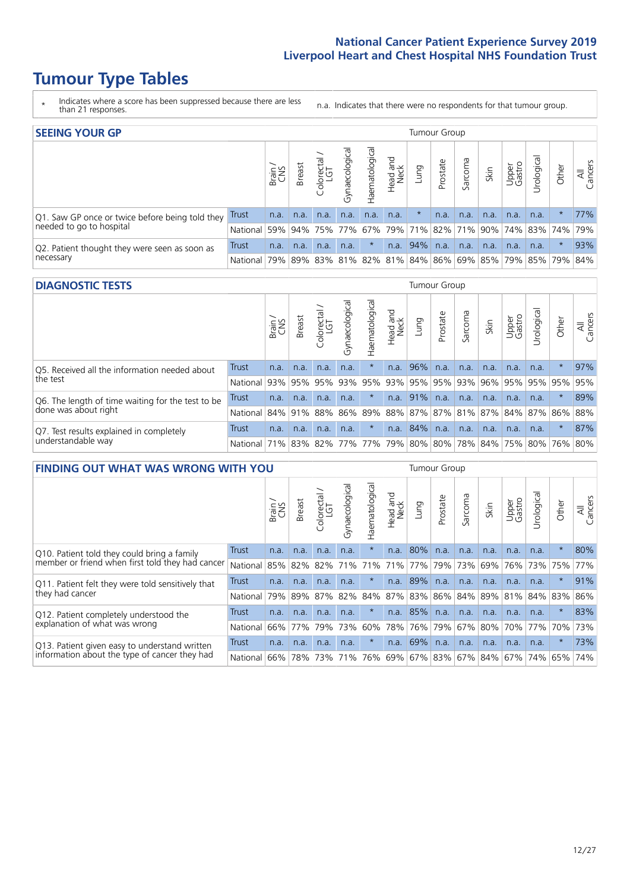# Tumour Type Tables

\* Indicates where a score has been suppressed because there are less than 21 responses.

n.a. Indicates that there were no respondents for that tumour group.

## SEEING YOUR GP

| | | Brain / CNS | Breast | Colorectal / LGT | Gynaecological | Haematological | Head and Neck | Lung | Prostate | Sarcoma | Skin | Upper Gastro | Urological | Other | All Cancers |
|---|---|---|---|---|---|---|---|---|---|---|---|---|---|---|---|
| Q1. Saw GP once or twice before being told they needed to go to hospital | Trust | n.a. | n.a. | n.a. | n.a. | n.a. | n.a. | * | n.a. | n.a. | n.a. | n.a. | n.a. | * | 77% |
| | National | 59% | 94% | 75% | 77% | 67% | 79% | 71% | 82% | 71% | 90% | 74% | 83% | 74% | 79% |
| Q2. Patient thought they were seen as soon as necessary | Trust | n.a. | n.a. | n.a. | n.a. | * | n.a. | 94% | n.a. | n.a. | n.a. | n.a. | n.a. | * | 93% |
| | National | 79% | 89% | 83% | 81% | 82% | 81% | 84% | 86% | 69% | 85% | 79% | 85% | 79% | 84% |

## DIAGNOSTIC TESTS

| | | Brain / CNS | Breast | Colorectal / LGT | Gynaecological | Haematological | Head and Neck | Lung | Prostate | Sarcoma | Skin | Upper Gastro | Urological | Other | All Cancers |
|---|---|---|---|---|---|---|---|---|---|---|---|---|---|---|---|
| Q5. Received all the information needed about the test | Trust | n.a. | n.a. | n.a. | n.a. | * | n.a. | 96% | n.a. | n.a. | n.a. | n.a. | n.a. | * | 97% |
| | National | 93% | 95% | 95% | 93% | 95% | 93% | 95% | 95% | 93% | 96% | 95% | 95% | 95% | 95% |
| Q6. The length of time waiting for the test to be done was about right | Trust | n.a. | n.a. | n.a. | n.a. | * | n.a. | 91% | n.a. | n.a. | n.a. | n.a. | n.a. | * | 89% |
| | National | 84% | 91% | 88% | 86% | 89% | 88% | 87% | 87% | 81% | 87% | 84% | 87% | 86% | 88% |
| Q7. Test results explained in completely understandable way | Trust | n.a. | n.a. | n.a. | n.a. | * | n.a. | 84% | n.a. | n.a. | n.a. | n.a. | n.a. | * | 87% |
| | National | 71% | 83% | 82% | 77% | 77% | 79% | 80% | 80% | 78% | 84% | 75% | 80% | 76% | 80% |

## FINDING OUT WHAT WAS WRONG WITH YOU

| | | Brain / CNS | Breast | Colorectal / LGT | Gynaecological | Haematological | Head and Neck | Lung | Prostate | Sarcoma | Skin | Upper Gastro | Urological | Other | All Cancers |
|---|---|---|---|---|---|---|---|---|---|---|---|---|---|---|---|
| Q10. Patient told they could bring a family member or friend when first told they had cancer | Trust | n.a. | n.a. | n.a. | n.a. | * | n.a. | 80% | n.a. | n.a. | n.a. | n.a. | n.a. | * | 80% |
| | National | 85% | 82% | 82% | 71% | 71% | 71% | 77% | 79% | 73% | 69% | 76% | 73% | 75% | 77% |
| Q11. Patient felt they were told sensitively that they had cancer | Trust | n.a. | n.a. | n.a. | n.a. | * | n.a. | 89% | n.a. | n.a. | n.a. | n.a. | n.a. | * | 91% |
| | National | 79% | 89% | 87% | 82% | 84% | 87% | 83% | 86% | 84% | 89% | 81% | 84% | 83% | 86% |
| Q12. Patient completely understood the explanation of what was wrong | Trust | n.a. | n.a. | n.a. | n.a. | * | n.a. | 85% | n.a. | n.a. | n.a. | n.a. | n.a. | * | 83% |
| | National | 66% | 77% | 79% | 73% | 60% | 78% | 76% | 79% | 67% | 80% | 70% | 77% | 70% | 73% |
| Q13. Patient given easy to understand written information about the type of cancer they had | Trust | n.a. | n.a. | n.a. | n.a. | * | n.a. | 69% | n.a. | n.a. | n.a. | n.a. | n.a. | * | 73% |
| | National | 66% | 78% | 73% | 71% | 76% | 69% | 67% | 83% | 67% | 84% | 67% | 74% | 65% | 74% |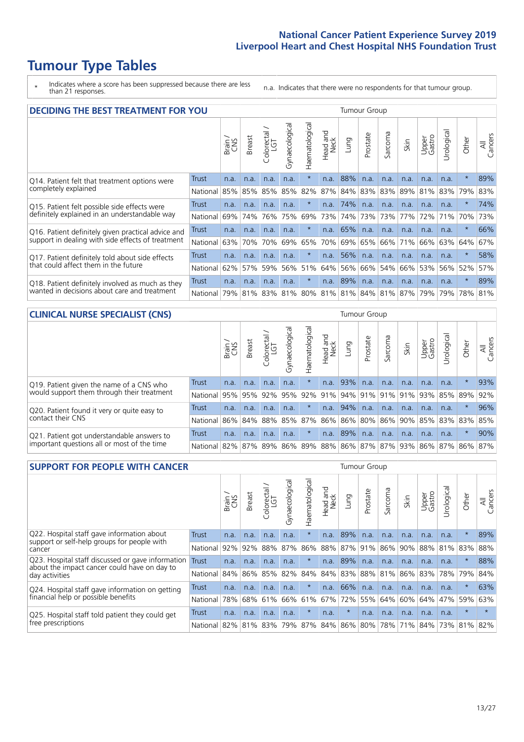# Tumour Type Tables

\* Indicates where a score has been suppressed because there are less than 21 responses.

n.a. Indicates that there were no respondents for that tumour group.

## DECIDING THE BEST TREATMENT FOR YOU

| | | Brain / CNS | Breast | Colorectal / LGT | Gynaecological | Haematological | Head and Neck | Lung | Prostate | Sarcoma | Skin | Upper Gastro | Urological | Other | All Cancers |
|---|---|---|---|---|---|---|---|---|---|---|---|---|---|---|---|
| Q14. Patient felt that treatment options were completely explained | Trust | n.a. | n.a. | n.a. | n.a. | * | n.a. | 88% | n.a. | n.a. | n.a. | n.a. | n.a. | * | 89% |
| | National | 85% | 85% | 85% | 85% | 82% | 87% | 84% | 83% | 83% | 89% | 81% | 83% | 79% | 83% |
| Q15. Patient felt possible side effects were definitely explained in an understandable way | Trust | n.a. | n.a. | n.a. | n.a. | * | n.a. | 74% | n.a. | n.a. | n.a. | n.a. | n.a. | * | 74% |
| | National | 69% | 74% | 76% | 75% | 69% | 73% | 74% | 73% | 73% | 77% | 72% | 71% | 70% | 73% |
| Q16. Patient definitely given practical advice and support in dealing with side effects of treatment | Trust | n.a. | n.a. | n.a. | n.a. | * | n.a. | 65% | n.a. | n.a. | n.a. | n.a. | n.a. | * | 66% |
| | National | 63% | 70% | 70% | 69% | 65% | 70% | 69% | 65% | 66% | 71% | 66% | 63% | 64% | 67% |
| Q17. Patient definitely told about side effects that could affect them in the future | Trust | n.a. | n.a. | n.a. | n.a. | * | n.a. | 56% | n.a. | n.a. | n.a. | n.a. | n.a. | * | 58% |
| | National | 62% | 57% | 59% | 56% | 51% | 64% | 56% | 66% | 54% | 66% | 53% | 56% | 52% | 57% |
| Q18. Patient definitely involved as much as they wanted in decisions about care and treatment | Trust | n.a. | n.a. | n.a. | n.a. | * | n.a. | 89% | n.a. | n.a. | n.a. | n.a. | n.a. | * | 89% |
| | National | 79% | 81% | 83% | 81% | 80% | 81% | 81% | 84% | 81% | 87% | 79% | 79% | 78% | 81% |

## CLINICAL NURSE SPECIALIST (CNS)

| | | Brain / CNS | Breast | Colorectal / LGT | Gynaecological | Haematological | Head and Neck | Lung | Prostate | Sarcoma | Skin | Upper Gastro | Urological | Other | All Cancers |
|---|---|---|---|---|---|---|---|---|---|---|---|---|---|---|---|
| Q19. Patient given the name of a CNS who would support them through their treatment | Trust | n.a. | n.a. | n.a. | n.a. | * | n.a. | 93% | n.a. | n.a. | n.a. | n.a. | n.a. | * | 93% |
| | National | 95% | 95% | 92% | 95% | 92% | 91% | 94% | 91% | 91% | 91% | 93% | 85% | 89% | 92% |
| Q20. Patient found it very or quite easy to contact their CNS | Trust | n.a. | n.a. | n.a. | n.a. | * | n.a. | 94% | n.a. | n.a. | n.a. | n.a. | n.a. | * | 96% |
| | National | 86% | 84% | 88% | 85% | 87% | 86% | 86% | 80% | 86% | 90% | 85% | 83% | 83% | 85% |
| Q21. Patient got understandable answers to important questions all or most of the time | Trust | n.a. | n.a. | n.a. | n.a. | * | n.a. | 89% | n.a. | n.a. | n.a. | n.a. | n.a. | * | 90% |
| | National | 82% | 87% | 89% | 86% | 89% | 88% | 86% | 87% | 87% | 93% | 86% | 87% | 86% | 87% |

## SUPPORT FOR PEOPLE WITH CANCER

| | | Brain / CNS | Breast | Colorectal / LGT | Gynaecological | Haematological | Head and Neck | Lung | Prostate | Sarcoma | Skin | Upper Gastro | Urological | Other | All Cancers |
|---|---|---|---|---|---|---|---|---|---|---|---|---|---|---|---|
| Q22. Hospital staff gave information about support or self-help groups for people with cancer | Trust | n.a. | n.a. | n.a. | n.a. | * | n.a. | 89% | n.a. | n.a. | n.a. | n.a. | n.a. | * | 89% |
| | National | 92% | 92% | 88% | 87% | 86% | 88% | 87% | 91% | 86% | 90% | 88% | 81% | 83% | 88% |
| Q23. Hospital staff discussed or gave information about the impact cancer could have on day to day activities | Trust | n.a. | n.a. | n.a. | n.a. | * | n.a. | 89% | n.a. | n.a. | n.a. | n.a. | n.a. | * | 88% |
| | National | 84% | 86% | 85% | 82% | 84% | 84% | 83% | 88% | 81% | 86% | 83% | 78% | 79% | 84% |
| Q24. Hospital staff gave information on getting financial help or possible benefits | Trust | n.a. | n.a. | n.a. | n.a. | * | n.a. | 66% | n.a. | n.a. | n.a. | n.a. | n.a. | * | 63% |
| | National | 78% | 68% | 61% | 66% | 61% | 67% | 72% | 55% | 64% | 60% | 64% | 47% | 59% | 63% |
| Q25. Hospital staff told patient they could get free prescriptions | Trust | n.a. | n.a. | n.a. | n.a. | * | n.a. | * | n.a. | n.a. | n.a. | n.a. | n.a. | * | * |
| | National | 82% | 81% | 83% | 79% | 87% | 84% | 86% | 80% | 78% | 71% | 84% | 73% | 81% | 82% |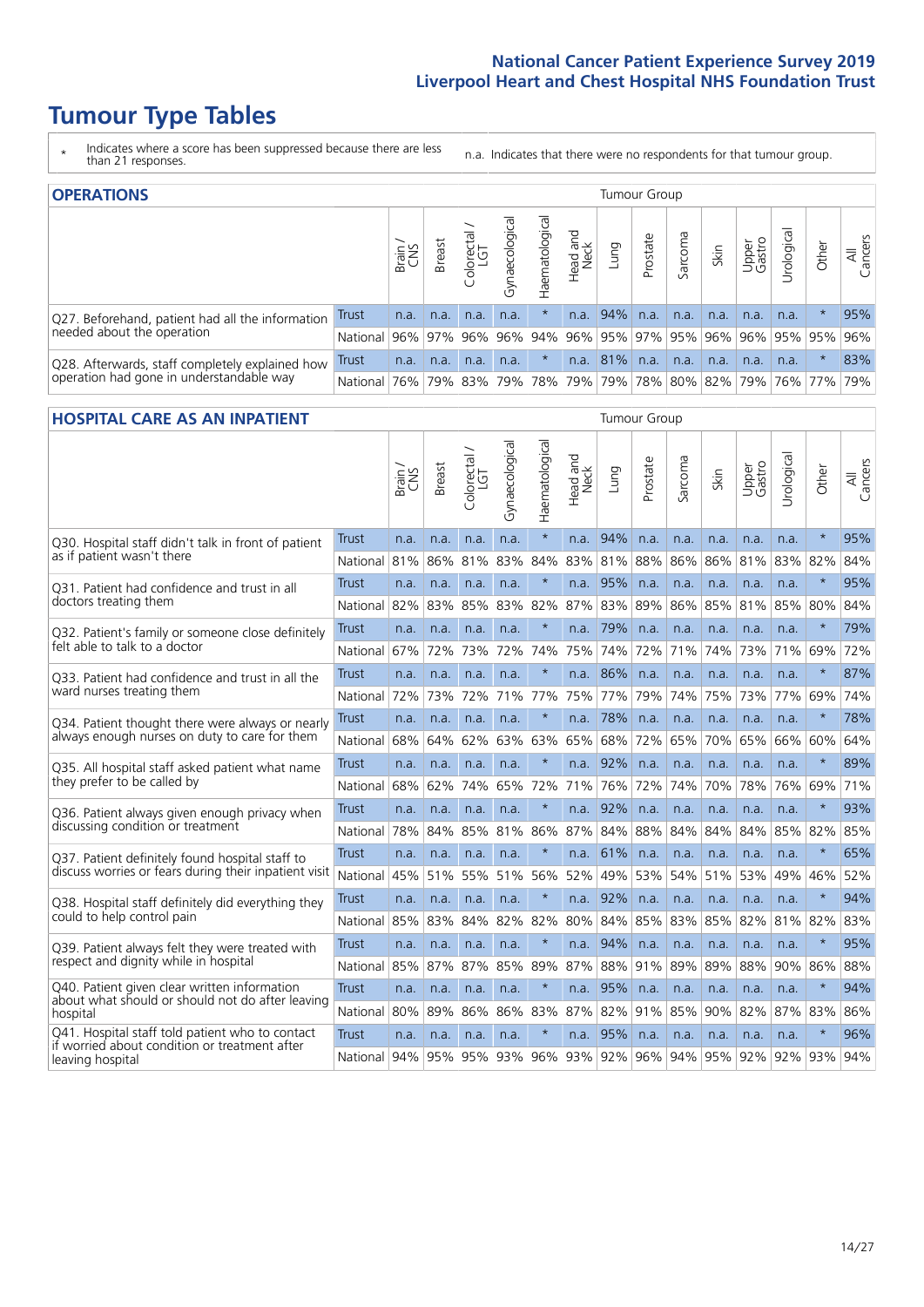# Tumour Type Tables

- \* Indicates where a score has been suppressed because there are less than 21 responses.
- n.a. Indicates that there were no respondents for that tumour group.

## OPERATIONS

| | | Brain / CNS | Breast | Colorectal / LGT | Gynaecological | Haematological | Head and Neck | Lung | Prostate | Sarcoma | Skin | Upper Gastro | Urological | Other | All Cancers |
|---|---|---|---|---|---|---|---|---|---|---|---|---|---|---|---|
| Q27. Beforehand, patient had all the information needed about the operation | Trust | n.a. | n.a. | n.a. | n.a. | * | n.a. | 94% | n.a. | n.a. | n.a. | n.a. | n.a. | * | 95% |
| | National | 96% | 97% | 96% | 96% | 94% | 96% | 95% | 97% | 95% | 96% | 96% | 95% | 95% | 96% |
| Q28. Afterwards, staff completely explained how operation had gone in understandable way | Trust | n.a. | n.a. | n.a. | n.a. | * | n.a. | 81% | n.a. | n.a. | n.a. | n.a. | n.a. | * | 83% |
| | National | 76% | 79% | 83% | 79% | 78% | 79% | 79% | 78% | 80% | 82% | 79% | 76% | 77% | 79% |

## HOSPITAL CARE AS AN INPATIENT

| | | Brain / CNS | Breast | Colorectal / LGT | Gynaecological | Haematological | Head and Neck | Lung | Prostate | Sarcoma | Skin | Upper Gastro | Urological | Other | All Cancers |
|---|---|---|---|---|---|---|---|---|---|---|---|---|---|---|---|
| Q30. Hospital staff didn't talk in front of patient as if patient wasn't there | Trust | n.a. | n.a. | n.a. | n.a. | * | n.a. | 94% | n.a. | n.a. | n.a. | n.a. | n.a. | * | 95% |
| | National | 81% | 86% | 81% | 83% | 84% | 83% | 81% | 88% | 86% | 86% | 81% | 83% | 82% | 84% |
| Q31. Patient had confidence and trust in all doctors treating them | Trust | n.a. | n.a. | n.a. | n.a. | * | n.a. | 95% | n.a. | n.a. | n.a. | n.a. | n.a. | * | 95% |
| | National | 82% | 83% | 85% | 83% | 82% | 87% | 83% | 89% | 86% | 85% | 81% | 85% | 80% | 84% |
| Q32. Patient's family or someone close definitely felt able to talk to a doctor | Trust | n.a. | n.a. | n.a. | n.a. | * | n.a. | 79% | n.a. | n.a. | n.a. | n.a. | n.a. | * | 79% |
| | National | 67% | 72% | 73% | 72% | 74% | 75% | 74% | 72% | 71% | 74% | 73% | 71% | 69% | 72% |
| Q33. Patient had confidence and trust in all the ward nurses treating them | Trust | n.a. | n.a. | n.a. | n.a. | * | n.a. | 86% | n.a. | n.a. | n.a. | n.a. | n.a. | * | 87% |
| | National | 72% | 73% | 72% | 71% | 77% | 75% | 77% | 79% | 74% | 75% | 73% | 77% | 69% | 74% |
| Q34. Patient thought there were always or nearly always enough nurses on duty to care for them | Trust | n.a. | n.a. | n.a. | n.a. | * | n.a. | 78% | n.a. | n.a. | n.a. | n.a. | n.a. | * | 78% |
| | National | 68% | 64% | 62% | 63% | 63% | 65% | 68% | 72% | 65% | 70% | 65% | 66% | 60% | 64% |
| Q35. All hospital staff asked patient what name they prefer to be called by | Trust | n.a. | n.a. | n.a. | n.a. | * | n.a. | 92% | n.a. | n.a. | n.a. | n.a. | n.a. | * | 89% |
| | National | 68% | 62% | 74% | 65% | 72% | 71% | 76% | 72% | 74% | 70% | 78% | 76% | 69% | 71% |
| Q36. Patient always given enough privacy when discussing condition or treatment | Trust | n.a. | n.a. | n.a. | n.a. | * | n.a. | 92% | n.a. | n.a. | n.a. | n.a. | n.a. | * | 93% |
| | National | 78% | 84% | 85% | 81% | 86% | 87% | 84% | 88% | 84% | 84% | 84% | 85% | 82% | 85% |
| Q37. Patient definitely found hospital staff to discuss worries or fears during their inpatient visit | Trust | n.a. | n.a. | n.a. | n.a. | * | n.a. | 61% | n.a. | n.a. | n.a. | n.a. | n.a. | * | 65% |
| | National | 45% | 51% | 55% | 51% | 56% | 52% | 49% | 53% | 54% | 51% | 53% | 49% | 46% | 52% |
| Q38. Hospital staff definitely did everything they could to help control pain | Trust | n.a. | n.a. | n.a. | n.a. | * | n.a. | 92% | n.a. | n.a. | n.a. | n.a. | n.a. | * | 94% |
| | National | 85% | 83% | 84% | 82% | 82% | 80% | 84% | 85% | 83% | 85% | 82% | 81% | 82% | 83% |
| Q39. Patient always felt they were treated with respect and dignity while in hospital | Trust | n.a. | n.a. | n.a. | n.a. | * | n.a. | 94% | n.a. | n.a. | n.a. | n.a. | n.a. | * | 95% |
| | National | 85% | 87% | 87% | 85% | 89% | 87% | 88% | 91% | 89% | 89% | 88% | 90% | 86% | 88% |
| Q40. Patient given clear written information about what should or should not do after leaving hospital | Trust | n.a. | n.a. | n.a. | n.a. | * | n.a. | 95% | n.a. | n.a. | n.a. | n.a. | n.a. | * | 94% |
| | National | 80% | 89% | 86% | 86% | 83% | 87% | 82% | 91% | 85% | 90% | 82% | 87% | 83% | 86% |
| Q41. Hospital staff told patient who to contact if worried about condition or treatment after leaving hospital | Trust | n.a. | n.a. | n.a. | n.a. | * | n.a. | 95% | n.a. | n.a. | n.a. | n.a. | n.a. | * | 96% |
| | National | 94% | 95% | 95% | 93% | 96% | 93% | 92% | 96% | 94% | 95% | 92% | 92% | 93% | 94% |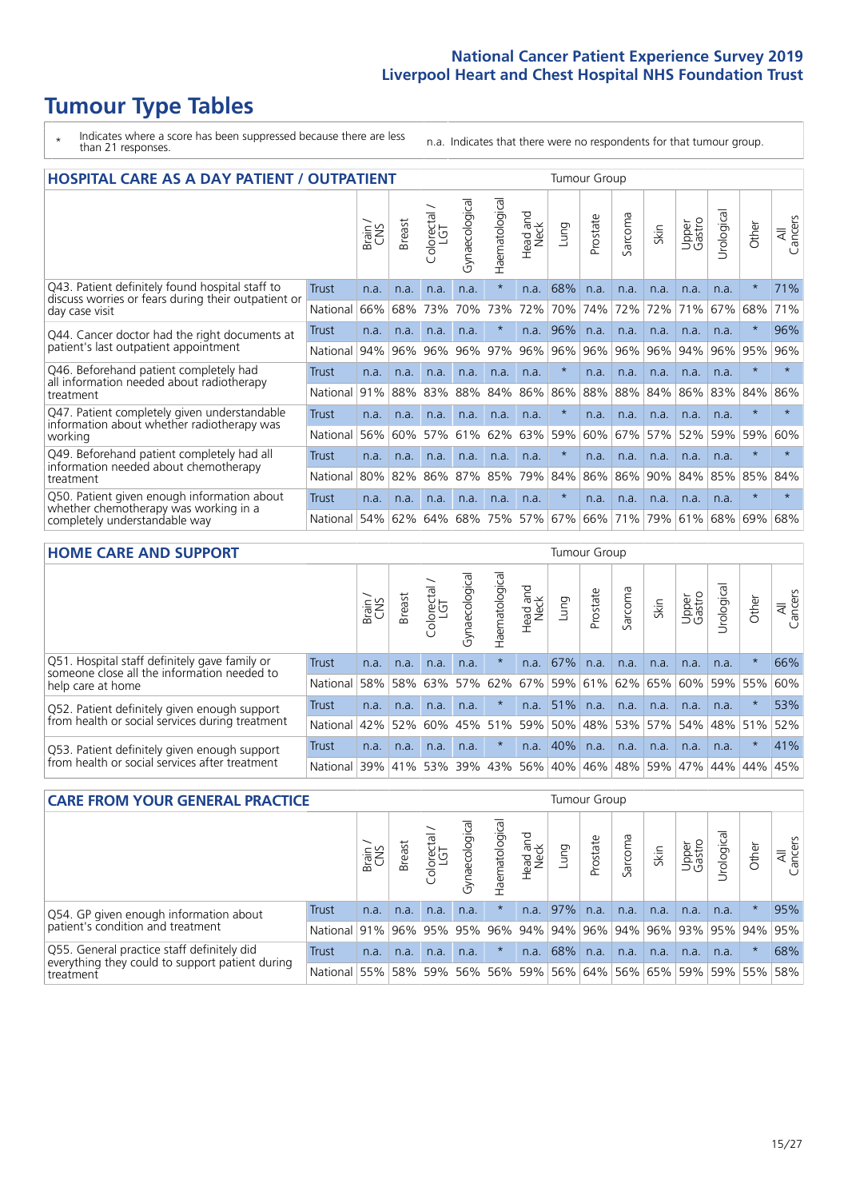# Tumour Type Tables

\* Indicates where a score has been suppressed because there are less than 21 responses.

n.a. Indicates that there were no respondents for that tumour group.

## HOSPITAL CARE AS A DAY PATIENT / OUTPATIENT

| | | Brain / CNS | Breast | Colorectal / LGT | Gynaecological | Haematological | Head and Neck | Lung | Prostate | Sarcoma | Skin | Upper Gastro | Urological | Other | All Cancers |
|---|---|---|---|---|---|---|---|---|---|---|---|---|---|---|---|
| Q43. Patient definitely found hospital staff to discuss worries or fears during their outpatient or day case visit | Trust | n.a. | n.a. | n.a. | n.a. | * | n.a. | 68% | n.a. | n.a. | n.a. | n.a. | n.a. | * | 71% |
| | National | 66% | 68% | 73% | 70% | 73% | 72% | 70% | 74% | 72% | 72% | 71% | 67% | 68% | 71% |
| Q44. Cancer doctor had the right documents at patient's last outpatient appointment | Trust | n.a. | n.a. | n.a. | n.a. | * | n.a. | 96% | n.a. | n.a. | n.a. | n.a. | n.a. | * | 96% |
| | National | 94% | 96% | 96% | 96% | 97% | 96% | 96% | 96% | 96% | 96% | 94% | 96% | 95% | 96% |
| Q46. Beforehand patient completely had all information needed about radiotherapy treatment | Trust | n.a. | n.a. | n.a. | n.a. | n.a. | n.a. | * | n.a. | n.a. | n.a. | n.a. | n.a. | * | * |
| | National | 91% | 88% | 83% | 88% | 84% | 86% | 86% | 88% | 88% | 84% | 86% | 83% | 84% | 86% |
| Q47. Patient completely given understandable information about whether radiotherapy was working | Trust | n.a. | n.a. | n.a. | n.a. | n.a. | n.a. | * | n.a. | n.a. | n.a. | n.a. | n.a. | * | * |
| | National | 56% | 60% | 57% | 61% | 62% | 63% | 59% | 60% | 67% | 57% | 52% | 59% | 59% | 60% |
| Q49. Beforehand patient completely had all information needed about chemotherapy treatment | Trust | n.a. | n.a. | n.a. | n.a. | n.a. | n.a. | * | n.a. | n.a. | n.a. | n.a. | n.a. | * | * |
| | National | 80% | 82% | 86% | 87% | 85% | 79% | 84% | 86% | 86% | 90% | 84% | 85% | 85% | 84% |
| Q50. Patient given enough information about whether chemotherapy was working in a completely understandable way | Trust | n.a. | n.a. | n.a. | n.a. | n.a. | n.a. | * | n.a. | n.a. | n.a. | n.a. | n.a. | * | * |
| | National | 54% | 62% | 64% | 68% | 75% | 57% | 67% | 66% | 71% | 79% | 61% | 68% | 69% | 68% |

## HOME CARE AND SUPPORT

| | | Brain / CNS | Breast | Colorectal / LGT | Gynaecological | Haematological | Head and Neck | Lung | Prostate | Sarcoma | Skin | Upper Gastro | Urological | Other | All Cancers |
|---|---|---|---|---|---|---|---|---|---|---|---|---|---|---|---|
| Q51. Hospital staff definitely gave family or someone close all the information needed to help care at home | Trust | n.a. | n.a. | n.a. | n.a. | * | n.a. | 67% | n.a. | n.a. | n.a. | n.a. | n.a. | * | 66% |
| | National | 58% | 58% | 63% | 57% | 62% | 67% | 59% | 61% | 62% | 65% | 60% | 59% | 55% | 60% |
| Q52. Patient definitely given enough support from health or social services during treatment | Trust | n.a. | n.a. | n.a. | n.a. | * | n.a. | 51% | n.a. | n.a. | n.a. | n.a. | n.a. | * | 53% |
| | National | 42% | 52% | 60% | 45% | 51% | 59% | 50% | 48% | 53% | 57% | 54% | 48% | 51% | 52% |
| Q53. Patient definitely given enough support from health or social services after treatment | Trust | n.a. | n.a. | n.a. | n.a. | * | n.a. | 40% | n.a. | n.a. | n.a. | n.a. | n.a. | * | 41% |
| | National | 39% | 41% | 53% | 39% | 43% | 56% | 40% | 46% | 48% | 59% | 47% | 44% | 44% | 45% |

## CARE FROM YOUR GENERAL PRACTICE

| | | Brain / CNS | Breast | Colorectal / LGT | Gynaecological | Haematological | Head and Neck | Lung | Prostate | Sarcoma | Skin | Upper Gastro | Urological | Other | All Cancers |
|---|---|---|---|---|---|---|---|---|---|---|---|---|---|---|---|
| Q54. GP given enough information about patient's condition and treatment | Trust | n.a. | n.a. | n.a. | n.a. | * | n.a. | 97% | n.a. | n.a. | n.a. | n.a. | n.a. | * | 95% |
| | National | 91% | 96% | 95% | 95% | 96% | 94% | 94% | 96% | 94% | 96% | 93% | 95% | 94% | 95% |
| Q55. General practice staff definitely did everything they could to support patient during treatment | Trust | n.a. | n.a. | n.a. | n.a. | * | n.a. | 68% | n.a. | n.a. | n.a. | n.a. | n.a. | * | 68% |
| | National | 55% | 58% | 59% | 56% | 56% | 59% | 56% | 64% | 56% | 65% | 59% | 59% | 55% | 58% |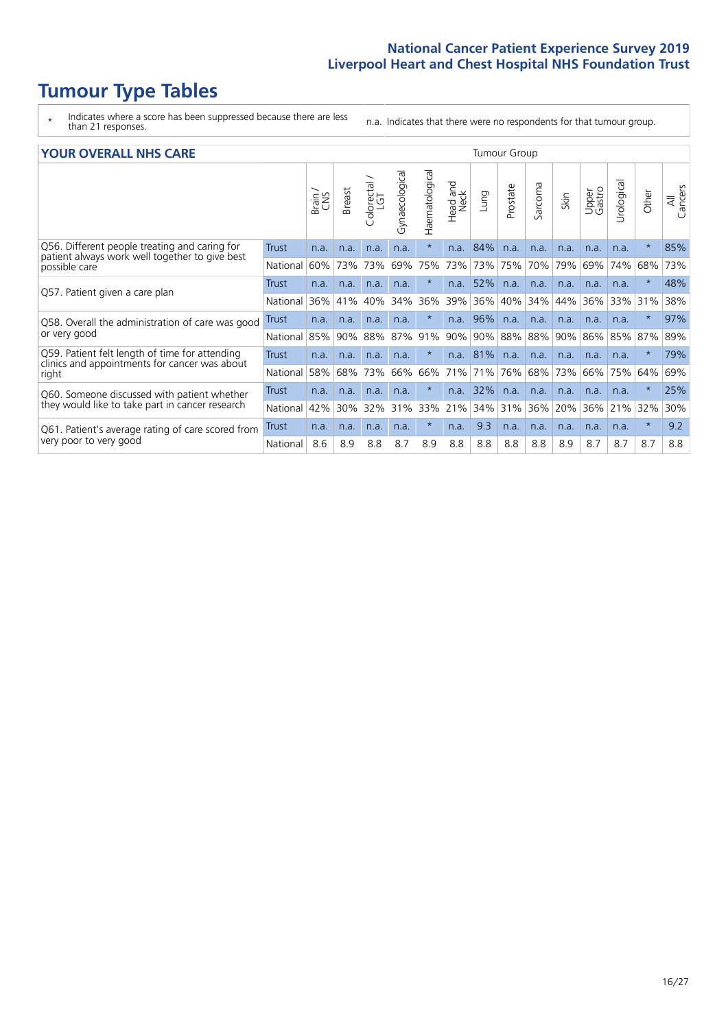# Tumour Type Tables

- \* Indicates where a score has been suppressed because there are less than 21 responses.
- n.a. Indicates that there were no respondents for that tumour group.

## YOUR OVERALL NHS CARE

| | | Brain / CNS | Breast | Colorectal / LGT | Gynaecological | Haematological | Head and Neck | Lung | Prostate | Sarcoma | Skin | Upper Gastro | Urological | Other | All Cancers |
|---|---|---|---|---|---|---|---|---|---|---|---|---|---|---|---|
| Q56. Different people treating and caring for patient always work well together to give best possible care | Trust | n.a. | n.a. | n.a. | n.a. | * | n.a. | 84% | n.a. | n.a. | n.a. | n.a. | n.a. | * | 85% |
| | National | 60% | 73% | 73% | 69% | 75% | 73% | 73% | 75% | 70% | 79% | 69% | 74% | 68% | 73% |
| Q57. Patient given a care plan | Trust | n.a. | n.a. | n.a. | n.a. | * | n.a. | 52% | n.a. | n.a. | n.a. | n.a. | n.a. | * | 48% |
| | National | 36% | 41% | 40% | 34% | 36% | 39% | 36% | 40% | 34% | 44% | 36% | 33% | 31% | 38% |
| Q58. Overall the administration of care was good or very good | Trust | n.a. | n.a. | n.a. | n.a. | * | n.a. | 96% | n.a. | n.a. | n.a. | n.a. | n.a. | * | 97% |
| | National | 85% | 90% | 88% | 87% | 91% | 90% | 90% | 88% | 88% | 90% | 86% | 85% | 87% | 89% |
| Q59. Patient felt length of time for attending clinics and appointments for cancer was about right | Trust | n.a. | n.a. | n.a. | n.a. | * | n.a. | 81% | n.a. | n.a. | n.a. | n.a. | n.a. | * | 79% |
| | National | 58% | 68% | 73% | 66% | 66% | 71% | 71% | 76% | 68% | 73% | 66% | 75% | 64% | 69% |
| Q60. Someone discussed with patient whether they would like to take part in cancer research | Trust | n.a. | n.a. | n.a. | n.a. | * | n.a. | 32% | n.a. | n.a. | n.a. | n.a. | n.a. | * | 25% |
| | National | 42% | 30% | 32% | 31% | 33% | 21% | 34% | 31% | 36% | 20% | 36% | 21% | 32% | 30% |
| Q61. Patient's average rating of care scored from very poor to very good | Trust | n.a. | n.a. | n.a. | n.a. | * | n.a. | 9.3 | n.a. | n.a. | n.a. | n.a. | n.a. | * | 9.2 |
| | National | 8.6 | 8.9 | 8.8 | 8.7 | 8.9 | 8.8 | 8.8 | 8.8 | 8.8 | 8.9 | 8.7 | 8.7 | 8.7 | 8.8 |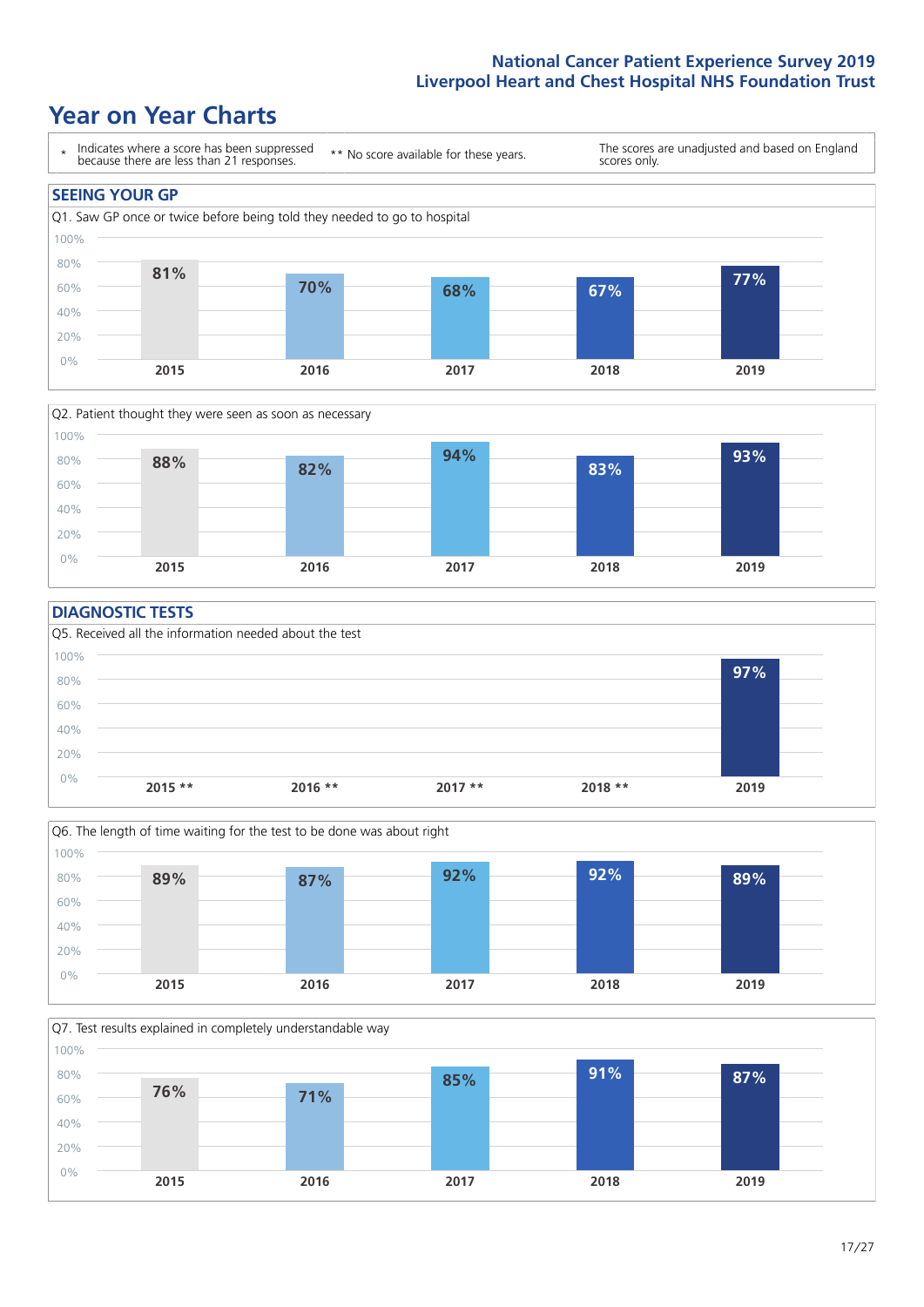# Year on Year Charts

\* Indicates where a score has been suppressed because there are less than 21 responses.

** No score available for these years.

The scores are unadjusted and based on England scores only.

## SEEING YOUR GP

Q1. Saw GP once or twice before being told they needed to go to hospital

| 2015 | 2016 | 2017 | 2018 | 2019 |
|---|---|---|---|---|
| 81% | 70% | 68% | 67% | 77% |

Q2. Patient thought they were seen as soon as necessary

| 2015 | 2016 | 2017 | 2018 | 2019 |
|---|---|---|---|---|
| 88% | 82% | 94% | 83% | 93% |

## DIAGNOSTIC TESTS

Q5. Received all the information needed about the test

| 2015 ** | 2016 ** | 2017 ** | 2018 ** | 2019 |
|---|---|---|---|---|
| | | | | 97% |

Q6. The length of time waiting for the test to be done was about right

| 2015 | 2016 | 2017 | 2018 | 2019 |
|---|---|---|---|---|
| 89% | 87% | 92% | 92% | 89% |

Q7. Test results explained in completely understandable way

| 2015 | 2016 | 2017 | 2018 | 2019 |
|---|---|---|---|---|
| 76% | 71% | 85% | 91% | 87% |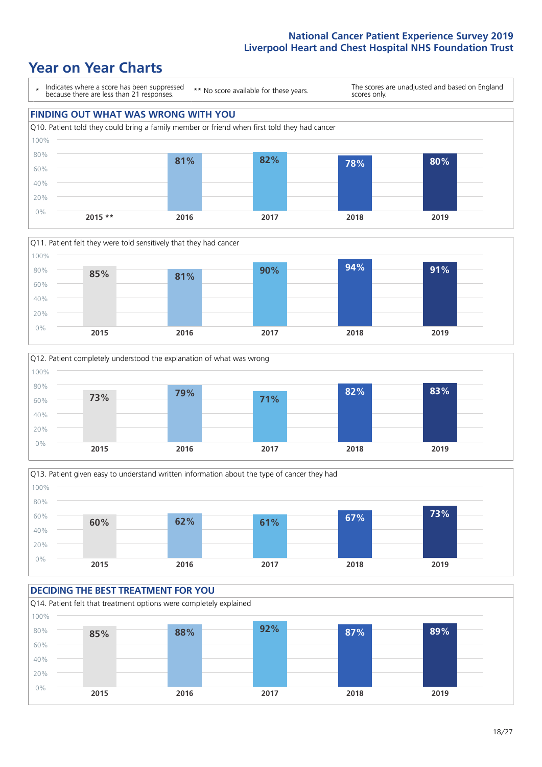# Year on Year Charts

| * Indicates where a score has been suppressed because there are less than 21 responses. | ** No score available for these years. | The scores are unadjusted and based on England scores only. |
|---|---|---|

## FINDING OUT WHAT WAS WRONG WITH YOU

Q10. Patient told they could bring a family member or friend when first told they had cancer

| 2015 ** | 2016 | 2017 | 2018 | 2019 |
|---|---|---|---|---|
| | 81% | 82% | 78% | 80% |

Q11. Patient felt they were told sensitively that they had cancer

| 2015 | 2016 | 2017 | 2018 | 2019 |
|---|---|---|---|---|
| 85% | 81% | 90% | 94% | 91% |

Q12. Patient completely understood the explanation of what was wrong

| 2015 | 2016 | 2017 | 2018 | 2019 |
|---|---|---|---|---|
| 73% | 79% | 71% | 82% | 83% |

Q13. Patient given easy to understand written information about the type of cancer they had

| 2015 | 2016 | 2017 | 2018 | 2019 |
|---|---|---|---|---|
| 60% | 62% | 61% | 67% | 73% |

## DECIDING THE BEST TREATMENT FOR YOU

Q14. Patient felt that treatment options were completely explained

| 2015 | 2016 | 2017 | 2018 | 2019 |
|---|---|---|---|---|
| 85% | 88% | 92% | 87% | 89% |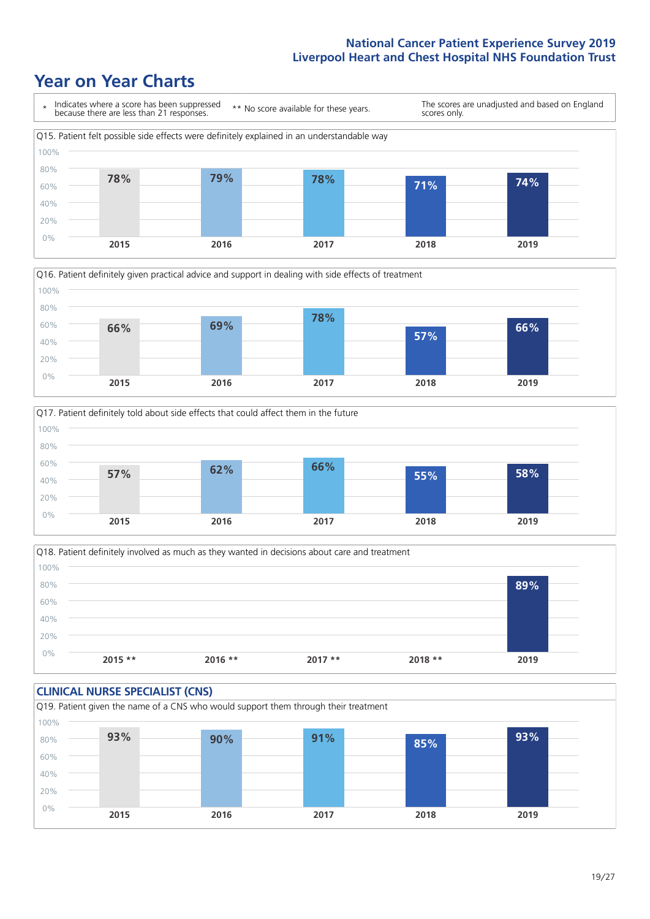# Year on Year Charts

\* Indicates where a score has been suppressed because there are less than 21 responses.

** No score available for these years.

The scores are unadjusted and based on England scores only.

Q15. Patient felt possible side effects were definitely explained in an understandable way

| 2015 | 2016 | 2017 | 2018 | 2019 |
|---|---|---|---|---|
| 78% | 79% | 78% | 71% | 74% |

Q16. Patient definitely given practical advice and support in dealing with side effects of treatment

| 2015 | 2016 | 2017 | 2018 | 2019 |
|---|---|---|---|---|
| 66% | 69% | 78% | 57% | 66% |

Q17. Patient definitely told about side effects that could affect them in the future

| 2015 | 2016 | 2017 | 2018 | 2019 |
|---|---|---|---|---|
| 57% | 62% | 66% | 55% | 58% |

Q18. Patient definitely involved as much as they wanted in decisions about care and treatment

| 2015 ** | 2016 ** | 2017 ** | 2018 ** | 2019 |
|---|---|---|---|---|
| | | | | 89% |

## CLINICAL NURSE SPECIALIST (CNS)

Q19. Patient given the name of a CNS who would support them through their treatment

| 2015 | 2016 | 2017 | 2018 | 2019 |
|---|---|---|---|---|
| 93% | 90% | 91% | 85% | 93% |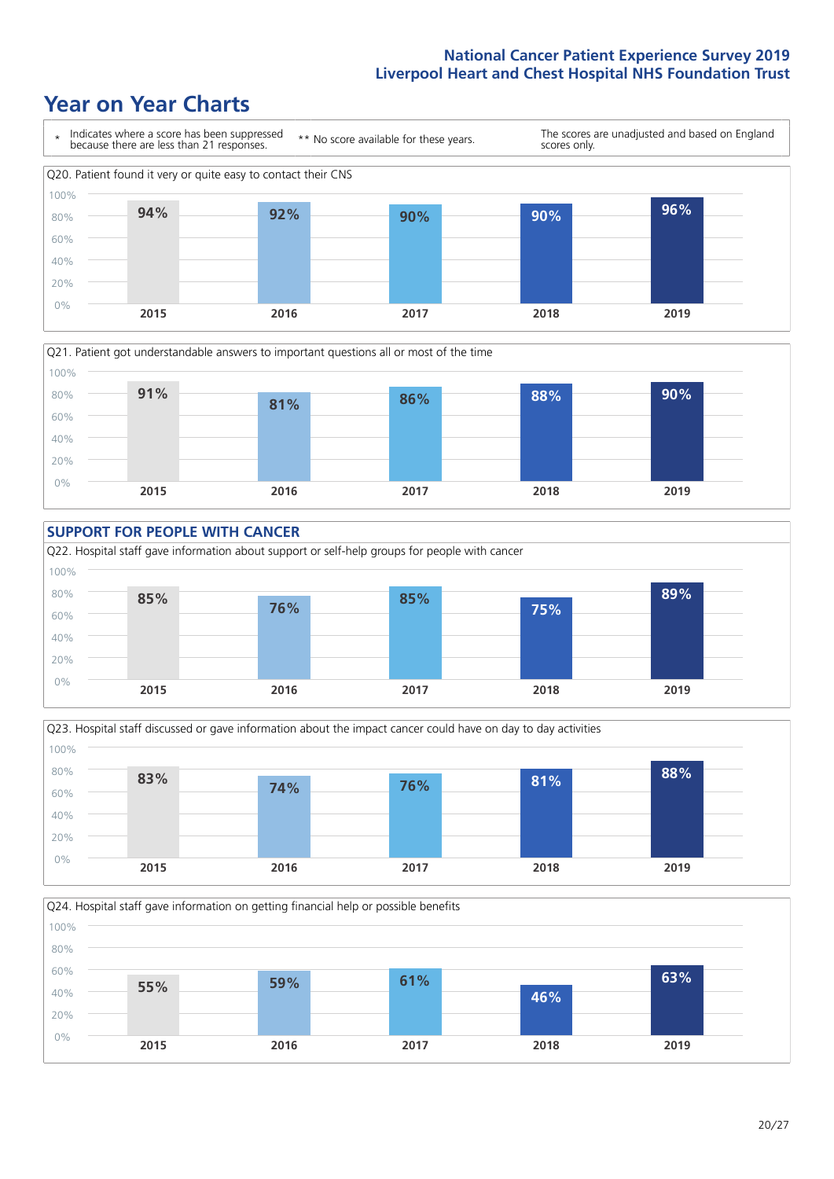# Year on Year Charts

\* Indicates where a score has been suppressed because there are less than 21 responses.

\*\* No score available for these years.

The scores are unadjusted and based on England scores only.

Q20. Patient found it very or quite easy to contact their CNS

| 2015 | 2016 | 2017 | 2018 | 2019 |
|---|---|---|---|---|
| 94% | 92% | 90% | 90% | 96% |

Q21. Patient got understandable answers to important questions all or most of the time

| 2015 | 2016 | 2017 | 2018 | 2019 |
|---|---|---|---|---|
| 91% | 81% | 86% | 88% | 90% |

## SUPPORT FOR PEOPLE WITH CANCER

Q22. Hospital staff gave information about support or self-help groups for people with cancer

| 2015 | 2016 | 2017 | 2018 | 2019 |
|---|---|---|---|---|
| 85% | 76% | 85% | 75% | 89% |

Q23. Hospital staff discussed or gave information about the impact cancer could have on day to day activities

| 2015 | 2016 | 2017 | 2018 | 2019 |
|---|---|---|---|---|
| 83% | 74% | 76% | 81% | 88% |

Q24. Hospital staff gave information on getting financial help or possible benefits

| 2015 | 2016 | 2017 | 2018 | 2019 |
|---|---|---|---|---|
| 55% | 59% | 61% | 46% | 63% |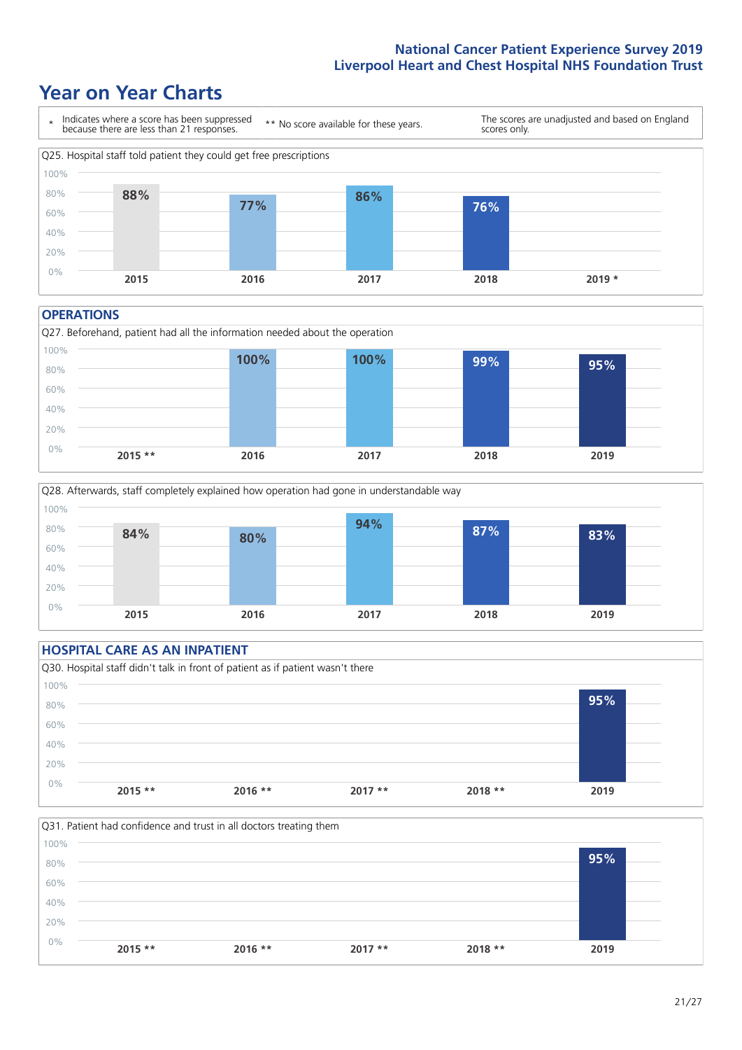# Year on Year Charts

\* Indicates where a score has been suppressed because there are less than 21 responses.

\*\* No score available for these years.

The scores are unadjusted and based on England scores only.

Q25. Hospital staff told patient they could get free prescriptions

| 2015 | 2016 | 2017 | 2018 | 2019 * |
|---|---|---|---|---|
| 88% | 77% | 86% | 76% | |

## OPERATIONS

Q27. Beforehand, patient had all the information needed about the operation

| 2015 ** | 2016 | 2017 | 2018 | 2019 |
|---|---|---|---|---|
| | 100% | 100% | 99% | 95% |

Q28. Afterwards, staff completely explained how operation had gone in understandable way

| 2015 | 2016 | 2017 | 2018 | 2019 |
|---|---|---|---|---|
| 84% | 80% | 94% | 87% | 83% |

## HOSPITAL CARE AS AN INPATIENT

Q30. Hospital staff didn't talk in front of patient as if patient wasn't there

| 2015 ** | 2016 ** | 2017 ** | 2018 ** | 2019 |
|---|---|---|---|---|
| | | | | 95% |

Q31. Patient had confidence and trust in all doctors treating them

| 2015 ** | 2016 ** | 2017 ** | 2018 ** | 2019 |
|---|---|---|---|---|
| | | | | 95% |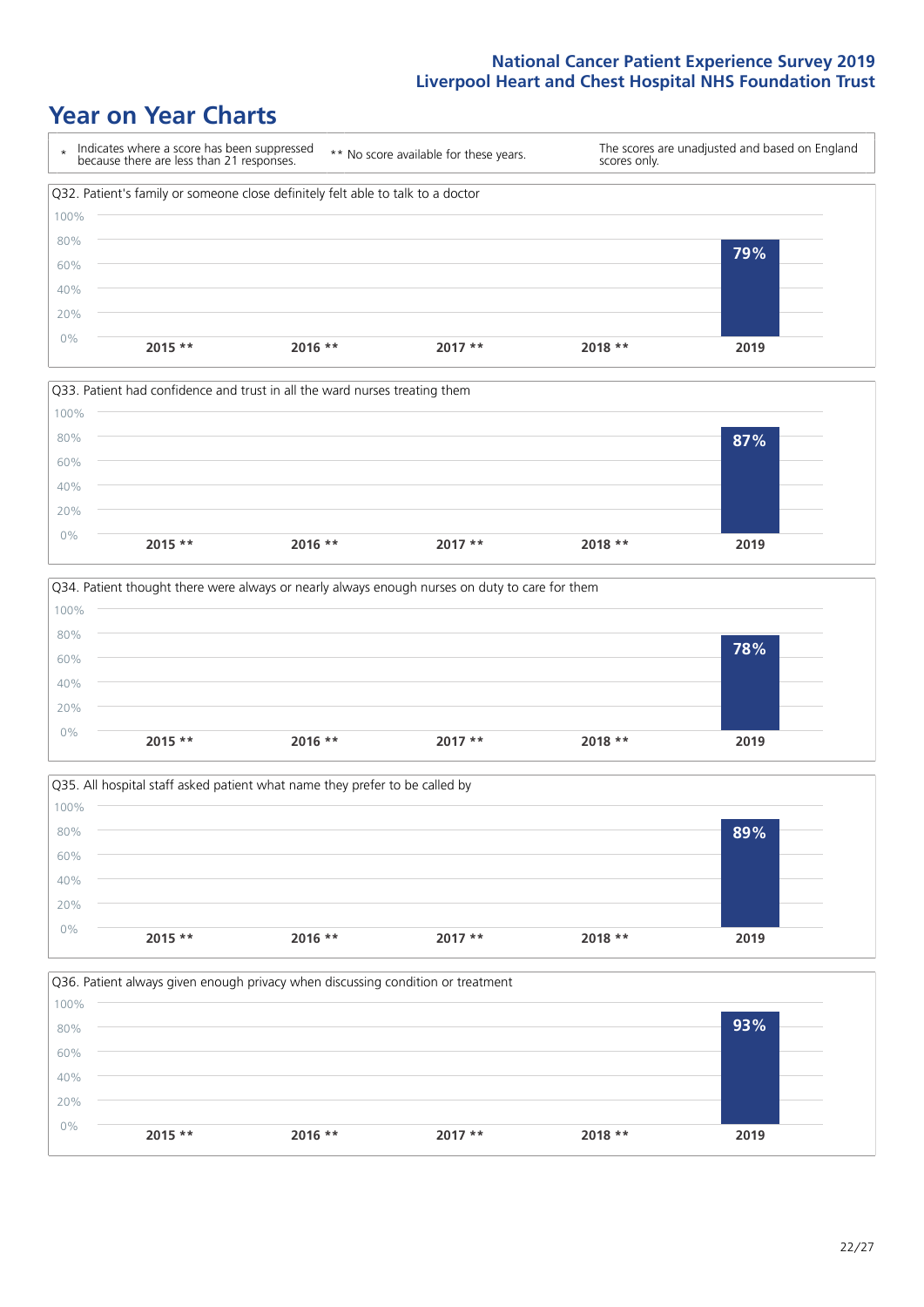# Year on Year Charts

\* Indicates where a score has been suppressed because there are less than 21 responses.

\*\* No score available for these years.

The scores are unadjusted and based on England scores only.

Q32. Patient's family or someone close definitely felt able to talk to a doctor

| 2015 ** | 2016 ** | 2017 ** | 2018 ** | 2019 |
| --- | --- | --- | --- | --- |
| | | | | 79% |

Q33. Patient had confidence and trust in all the ward nurses treating them

| 2015 ** | 2016 ** | 2017 ** | 2018 ** | 2019 |
| --- | --- | --- | --- | --- |
| | | | | 87% |

Q34. Patient thought there were always or nearly always enough nurses on duty to care for them

| 2015 ** | 2016 ** | 2017 ** | 2018 ** | 2019 |
| --- | --- | --- | --- | --- |
| | | | | 78% |

Q35. All hospital staff asked patient what name they prefer to be called by

| 2015 ** | 2016 ** | 2017 ** | 2018 ** | 2019 |
| --- | --- | --- | --- | --- |
| | | | | 89% |

Q36. Patient always given enough privacy when discussing condition or treatment

| 2015 ** | 2016 ** | 2017 ** | 2018 ** | 2019 |
| --- | --- | --- | --- | --- |
| | | | | 93% |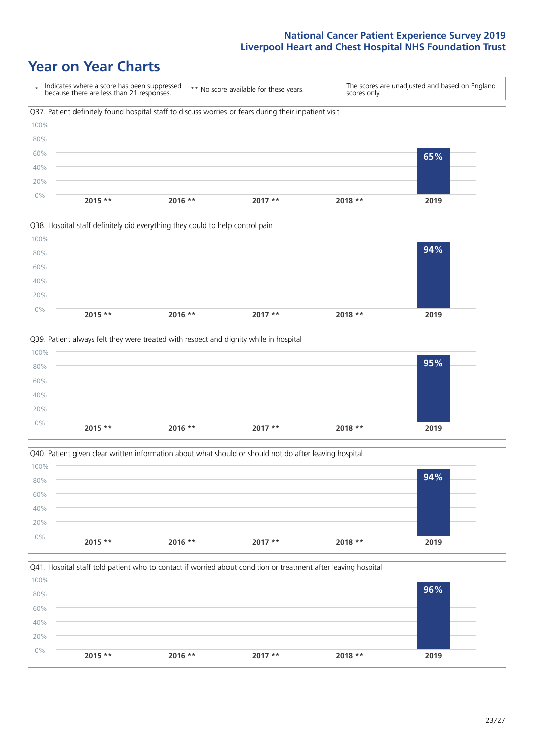# Year on Year Charts

\* Indicates where a score has been suppressed because there are less than 21 responses.

** No score available for these years.

The scores are unadjusted and based on England scores only.

Q37. Patient definitely found hospital staff to discuss worries or fears during their inpatient visit

| 2015 ** | 2016 ** | 2017 ** | 2018 ** | 2019 |
|---|---|---|---|---|
| | | | | 65% |

Q38. Hospital staff definitely did everything they could to help control pain

| 2015 ** | 2016 ** | 2017 ** | 2018 ** | 2019 |
|---|---|---|---|---|
| | | | | 94% |

Q39. Patient always felt they were treated with respect and dignity while in hospital

| 2015 ** | 2016 ** | 2017 ** | 2018 ** | 2019 |
|---|---|---|---|---|
| | | | | 95% |

Q40. Patient given clear written information about what should or should not do after leaving hospital

| 2015 ** | 2016 ** | 2017 ** | 2018 ** | 2019 |
|---|---|---|---|---|
| | | | | 94% |

Q41. Hospital staff told patient who to contact if worried about condition or treatment after leaving hospital

| 2015 ** | 2016 ** | 2017 ** | 2018 ** | 2019 |
|---|---|---|---|---|
| | | | | 96% |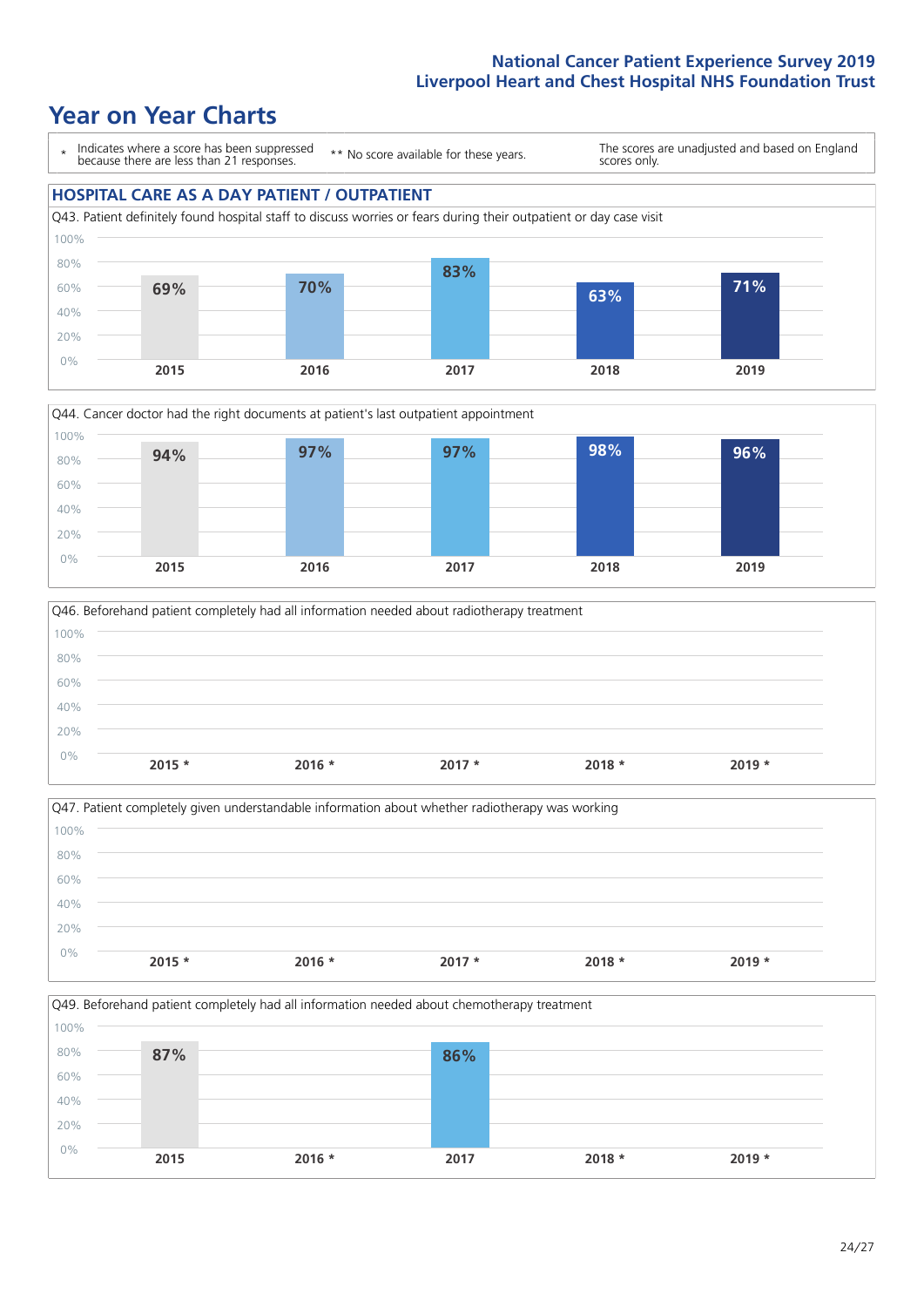# Year on Year Charts

\* Indicates where a score has been suppressed because there are less than 21 responses. ** No score available for these years. The scores are unadjusted and based on England scores only.

## HOSPITAL CARE AS A DAY PATIENT / OUTPATIENT

Q43. Patient definitely found hospital staff to discuss worries or fears during their outpatient or day case visit

| 2015 | 2016 | 2017 | 2018 | 2019 |
|---|---|---|---|---|
| 69% | 70% | 83% | 63% | 71% |

Q44. Cancer doctor had the right documents at patient's last outpatient appointment

| 2015 | 2016 | 2017 | 2018 | 2019 |
|---|---|---|---|---|
| 94% | 97% | 97% | 98% | 96% |

Q46. Beforehand patient completely had all information needed about radiotherapy treatment

| 2015 * | 2016 * | 2017 * | 2018 * | 2019 * |
|---|---|---|---|---|
| | | | | |

Q47. Patient completely given understandable information about whether radiotherapy was working

| 2015 * | 2016 * | 2017 * | 2018 * | 2019 * |
|---|---|---|---|---|
| | | | | |

Q49. Beforehand patient completely had all information needed about chemotherapy treatment

| 2015 | 2016 * | 2017 | 2018 * | 2019 * |
|---|---|---|---|---|
| 87% | | 86% | | |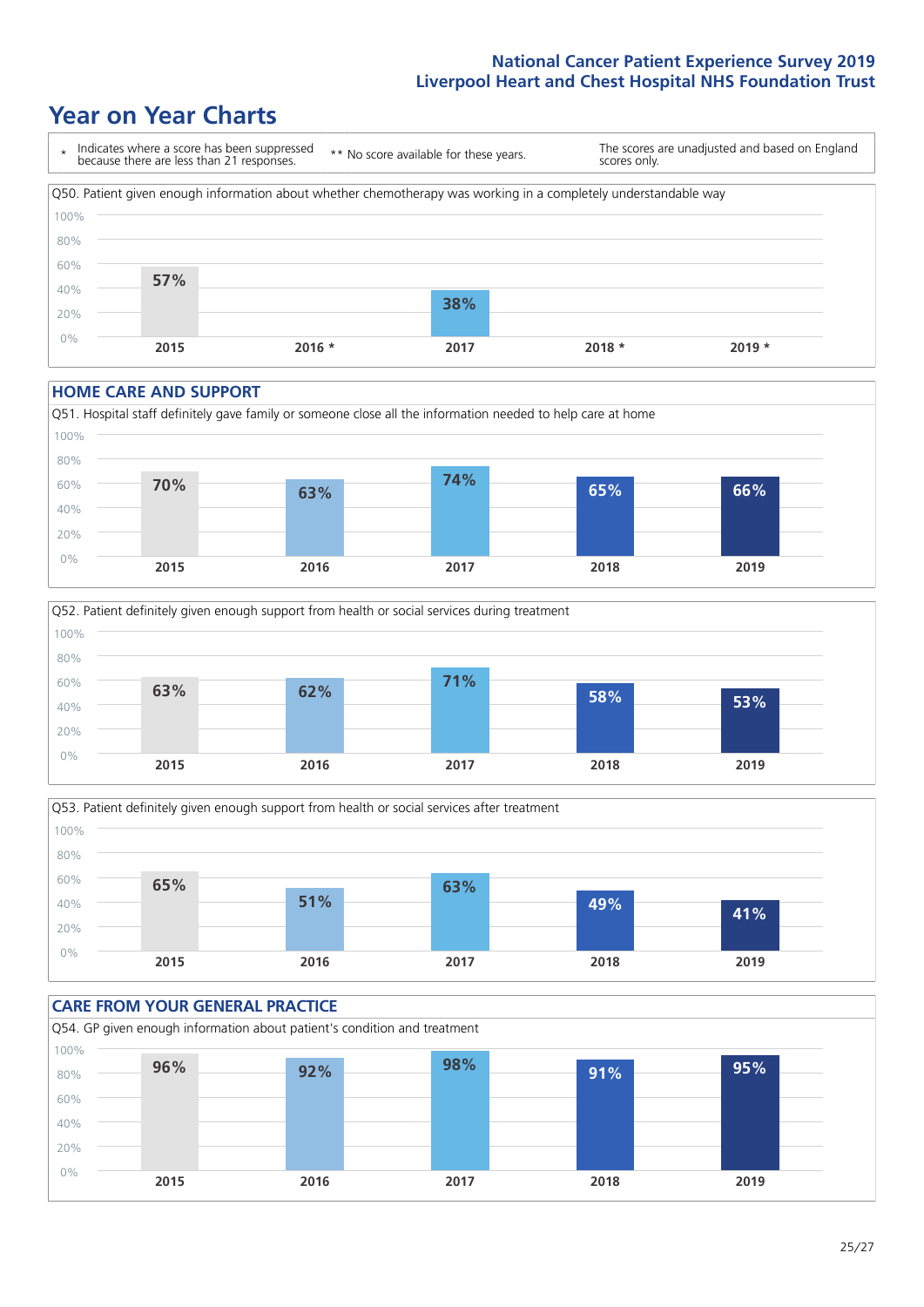# Year on Year Charts

\* Indicates where a score has been suppressed because there are less than 21 responses.

\*\* No score available for these years.

The scores are unadjusted and based on England scores only.

Q50. Patient given enough information about whether chemotherapy was working in a completely understandable way

| 2015 | 2016 * | 2017 | 2018 * | 2019 * |
|---|---|---|---|---|
| 57% | | 38% | | |

## HOME CARE AND SUPPORT

Q51. Hospital staff definitely gave family or someone close all the information needed to help care at home

| 2015 | 2016 | 2017 | 2018 | 2019 |
|---|---|---|---|---|
| 70% | 63% | 74% | 65% | 66% |

Q52. Patient definitely given enough support from health or social services during treatment

| 2015 | 2016 | 2017 | 2018 | 2019 |
|---|---|---|---|---|
| 63% | 62% | 71% | 58% | 53% |

Q53. Patient definitely given enough support from health or social services after treatment

| 2015 | 2016 | 2017 | 2018 | 2019 |
|---|---|---|---|---|
| 65% | 51% | 63% | 49% | 41% |

## CARE FROM YOUR GENERAL PRACTICE

Q54. GP given enough information about patient's condition and treatment

| 2015 | 2016 | 2017 | 2018 | 2019 |
|---|---|---|---|---|
| 96% | 92% | 98% | 91% | 95% |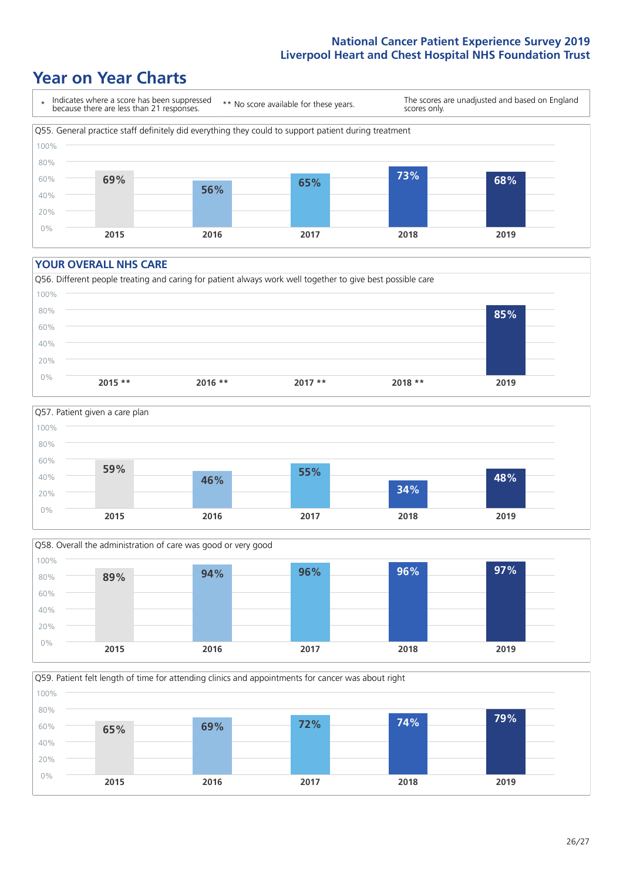# Year on Year Charts

\* Indicates where a score has been suppressed because there are less than 21 responses.

** No score available for these years.

The scores are unadjusted and based on England scores only.

Q55. General practice staff definitely did everything they could to support patient during treatment

| 2015 | 2016 | 2017 | 2018 | 2019 |
|---|---|---|---|---|
| 69% | 56% | 65% | 73% | 68% |

## YOUR OVERALL NHS CARE

Q56. Different people treating and caring for patient always work well together to give best possible care

| 2015 ** | 2016 ** | 2017 ** | 2018 ** | 2019 |
|---|---|---|---|---|
| | | | | 85% |

Q57. Patient given a care plan

| 2015 | 2016 | 2017 | 2018 | 2019 |
|---|---|---|---|---|
| 59% | 46% | 55% | 34% | 48% |

Q58. Overall the administration of care was good or very good

| 2015 | 2016 | 2017 | 2018 | 2019 |
|---|---|---|---|---|
| 89% | 94% | 96% | 96% | 97% |

Q59. Patient felt length of time for attending clinics and appointments for cancer was about right

| 2015 | 2016 | 2017 | 2018 | 2019 |
|---|---|---|---|---|
| 65% | 69% | 72% | 74% | 79% |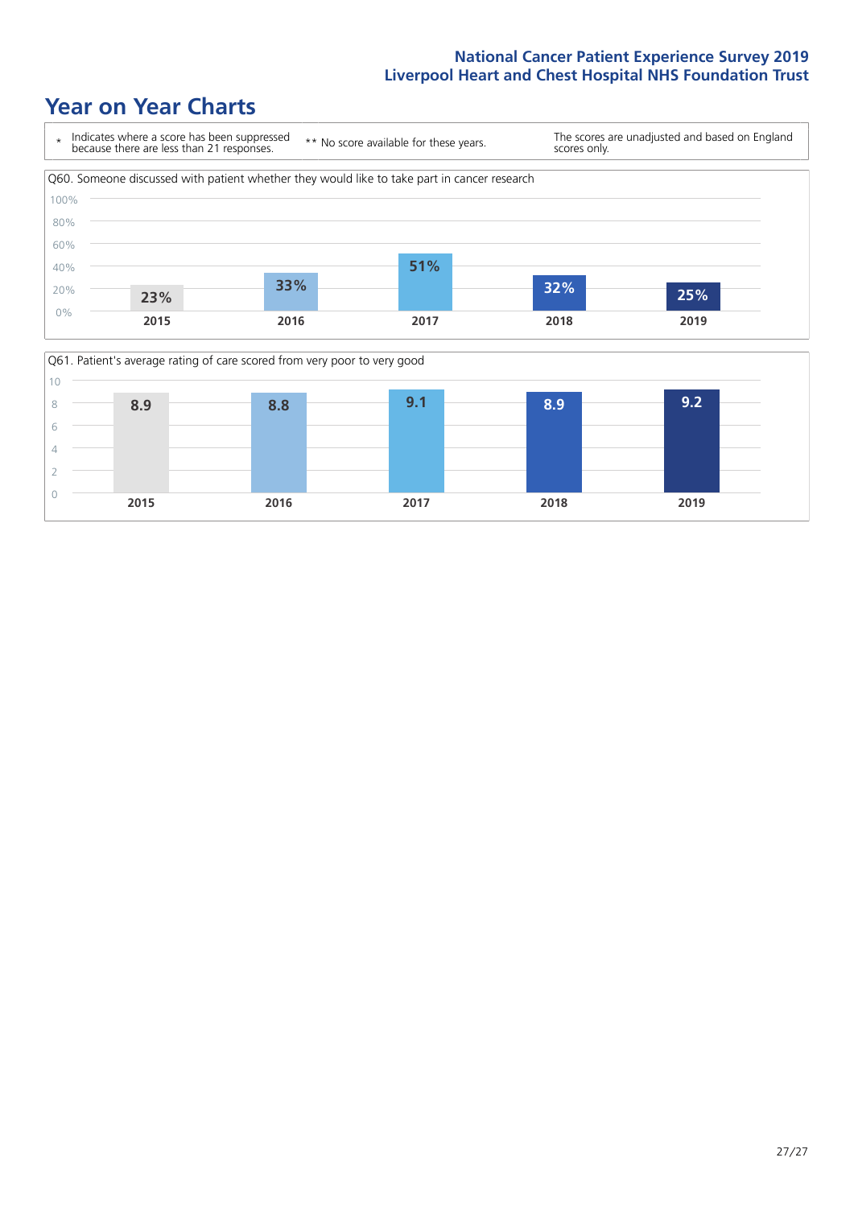# Year on Year Charts

\* Indicates where a score has been suppressed because there are less than 21 responses.

\*\* No score available for these years.

The scores are unadjusted and based on England scores only.

Q60. Someone discussed with patient whether they would like to take part in cancer research

100%
80%
60%
40%
20%
0%

23%
2015

33%
2016

51%
2017

32%
2018

25%
2019

Q61. Patient's average rating of care scored from very poor to very good

10
8
6
4
2
0

8.9
2015

8.8
2016

9.1
2017

8.9
2018

9.2
2019